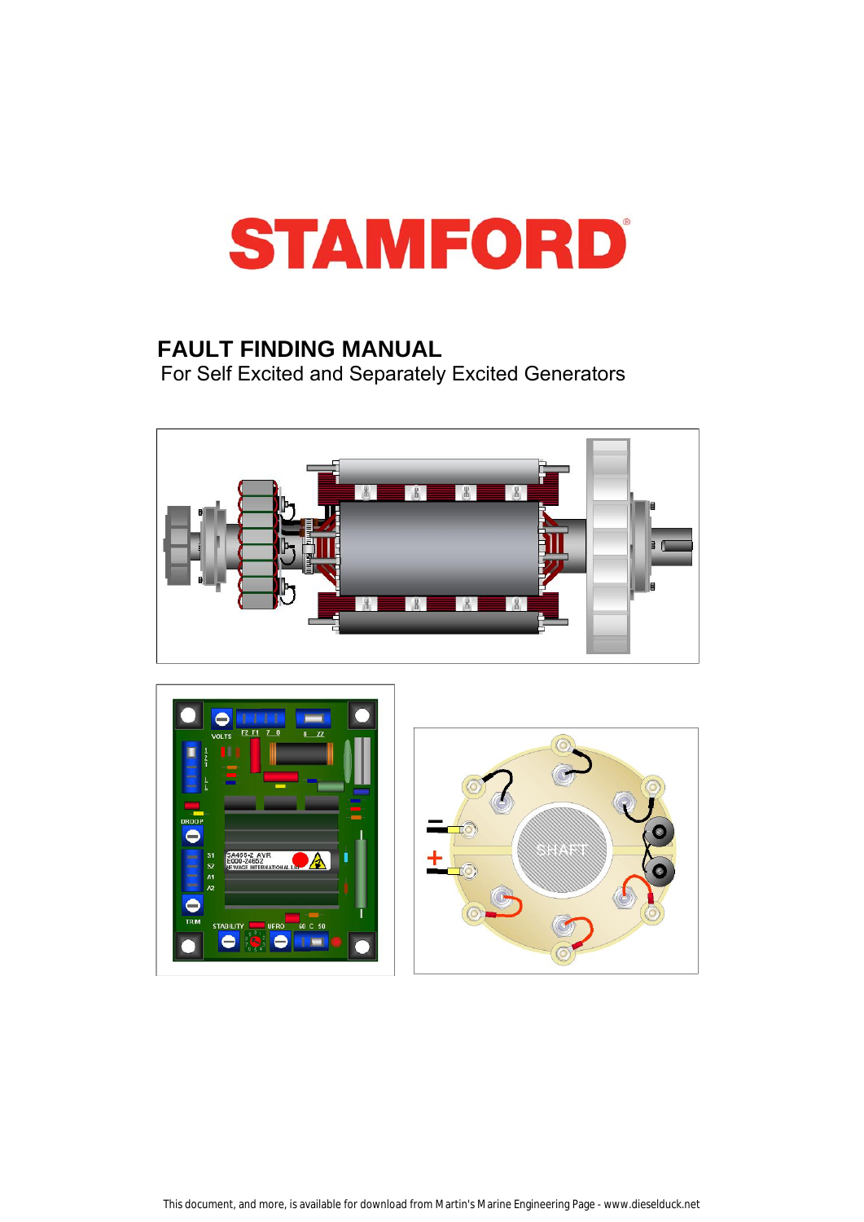# STAMFORD

## FAULT FINDING MANUAL

For Self Excited and Separately Excited Generators

This document, and more, is available for download from Martin's Marine Engineering Page - www.dieselduck.net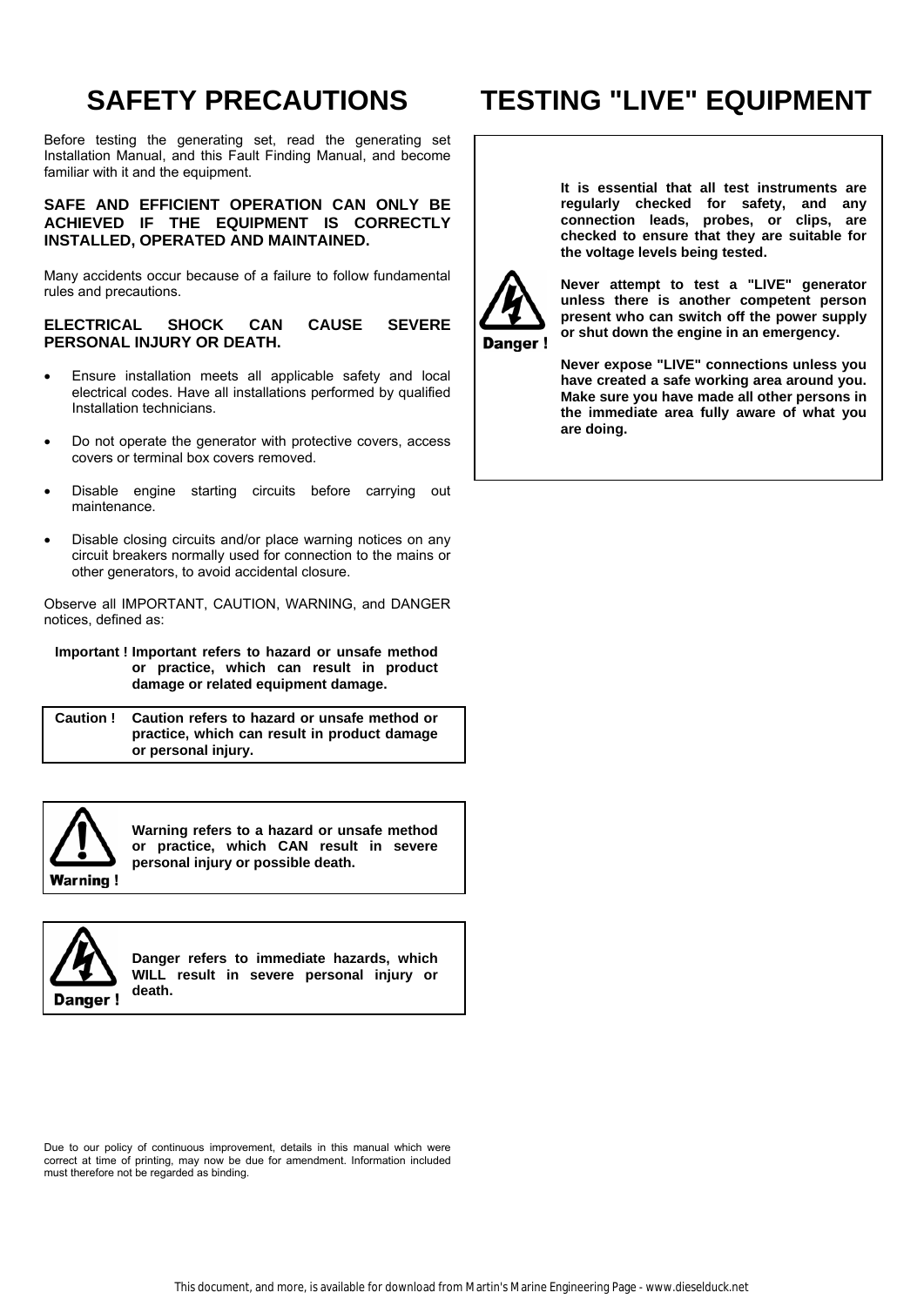# SAFETY PRECAUTIONS

Before testing the generating set, read the generating set Installation Manual, and this Fault Finding Manual, and become familiar with it and the equipment.

**SAFE AND EFFICIENT OPERATION CAN ONLY BE ACHIEVED IF THE EQUIPMENT IS CORRECTLY INSTALLED, OPERATED AND MAINTAINED.**

Many accidents occur because of a failure to follow fundamental rules and precautions.

**ELECTRICAL SHOCK CAN CAUSE SEVERE PERSONAL INJURY OR DEATH.**

- Ensure installation meets all applicable safety and local electrical codes. Have all installations performed by qualified Installation technicians.
- Do not operate the generator with protective covers, access covers or terminal box covers removed.
- Disable engine starting circuits before carrying out maintenance.
- Disable closing circuits and/or place warning notices on any circuit breakers normally used for connection to the mains or other generators, to avoid accidental closure.

Observe all IMPORTANT, CAUTION, WARNING, and DANGER notices, defined as:

**Important !** **Important refers to hazard or unsafe method or practice, which can result in product damage or related equipment damage.**

**Caution !** **Caution refers to hazard or unsafe method or practice, which can result in product damage or personal injury.**

**Warning !** **Warning refers to a hazard or unsafe method or practice, which CAN result in severe personal injury or possible death.**

**Danger !** **Danger refers to immediate hazards, which WILL result in severe personal injury or death.**

Due to our policy of continuous improvement, details in this manual which were correct at time of printing, may now be due for amendment. Information included must therefore not be regarded as binding.

# TESTING "LIVE" EQUIPMENT

**Danger !**

**It is essential that all test instruments are regularly checked for safety, and any connection leads, probes, or clips, are checked to ensure that they are suitable for the voltage levels being tested.**

**Never attempt to test a "LIVE" generator unless there is another competent person present who can switch off the power supply or shut down the engine in an emergency.**

**Never expose "LIVE" connections unless you have created a safe working area around you. Make sure you have made all other persons in the immediate area fully aware of what you are doing.**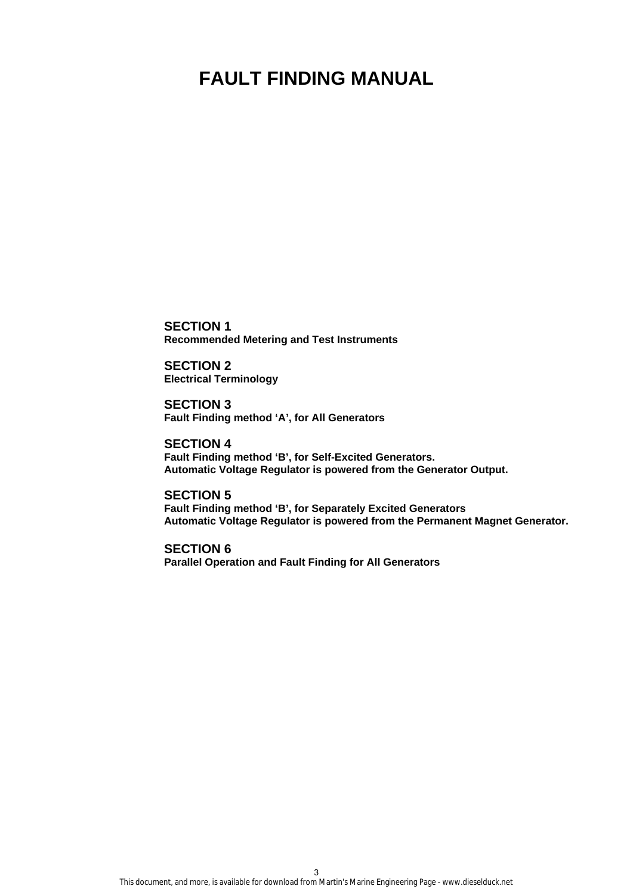# FAULT FINDING MANUAL

**SECTION 1**
**Recommended Metering and Test Instruments**

**SECTION 2**
**Electrical Terminology**

**SECTION 3**
**Fault Finding method 'A', for All Generators**

**SECTION 4**
**Fault Finding method 'B', for Self-Excited Generators.**
**Automatic Voltage Regulator is powered from the Generator Output.**

**SECTION 5**
**Fault Finding method 'B', for Separately Excited Generators**
**Automatic Voltage Regulator is powered from the Permanent Magnet Generator.**

**SECTION 6**
**Parallel Operation and Fault Finding for All Generators**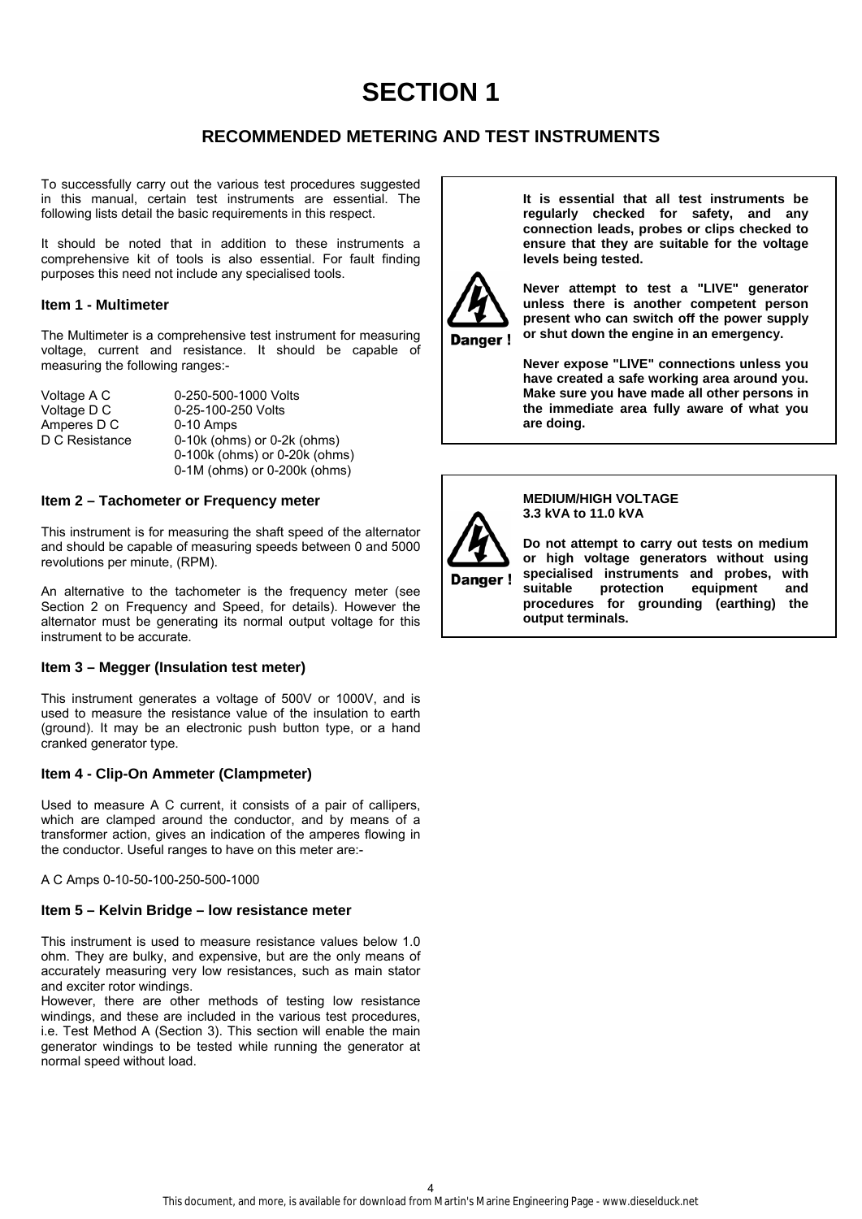# SECTION 1

## RECOMMENDED METERING AND TEST INSTRUMENTS

To successfully carry out the various test procedures suggested in this manual, certain test instruments are essential. The following lists detail the basic requirements in this respect.

It should be noted that in addition to these instruments a comprehensive kit of tools is also essential. For fault finding purposes this need not include any specialised tools.

### Item 1 - Multimeter

The Multimeter is a comprehensive test instrument for measuring voltage, current and resistance. It should be capable of measuring the following ranges:-

| | |
|---|---|
| Voltage A C | 0-250-500-1000 Volts |
| Voltage D C | 0-25-100-250 Volts |
| Amperes D C | 0-10 Amps |
| D C Resistance | 0-10k (ohms) or 0-2k (ohms) |
| | 0-100k (ohms) or 0-20k (ohms) |
| | 0-1M (ohms) or 0-200k (ohms) |

### Item 2 – Tachometer or Frequency meter

This instrument is for measuring the shaft speed of the alternator and should be capable of measuring speeds between 0 and 5000 revolutions per minute, (RPM).

An alternative to the tachometer is the frequency meter (see Section 2 on Frequency and Speed, for details). However the alternator must be generating its normal output voltage for this instrument to be accurate.

### Item 3 – Megger (Insulation test meter)

This instrument generates a voltage of 500V or 1000V, and is used to measure the resistance value of the insulation to earth (ground). It may be an electronic push button type, or a hand cranked generator type.

### Item 4 - Clip-On Ammeter (Clampmeter)

Used to measure A C current, it consists of a pair of callipers, which are clamped around the conductor, and by means of a transformer action, gives an indication of the amperes flowing in the conductor. Useful ranges to have on this meter are:-

A C Amps 0-10-50-100-250-500-1000

### Item 5 – Kelvin Bridge – low resistance meter

This instrument is used to measure resistance values below 1.0 ohm. They are bulky, and expensive, but are the only means of accurately measuring very low resistances, such as main stator and exciter rotor windings.
However, there are other methods of testing low resistance windings, and these are included in the various test procedures, i.e. Test Method A (Section 3). This section will enable the main generator windings to be tested while running the generator at normal speed without load.

**Danger !**

**It is essential that all test instruments be regularly checked for safety, and any connection leads, probes or clips checked to ensure that they are suitable for the voltage levels being tested.**

**Never attempt to test a "LIVE" generator unless there is another competent person present who can switch off the power supply or shut down the engine in an emergency.**

**Never expose "LIVE" connections unless you have created a safe working area around you. Make sure you have made all other persons in the immediate area fully aware of what you are doing.**

**Danger !**

**MEDIUM/HIGH VOLTAGE**
**3.3 kVA to 11.0 kVA**

**Do not attempt to carry out tests on medium or high voltage generators without using specialised instruments and probes, with suitable protection equipment and procedures for grounding (earthing) the output terminals.**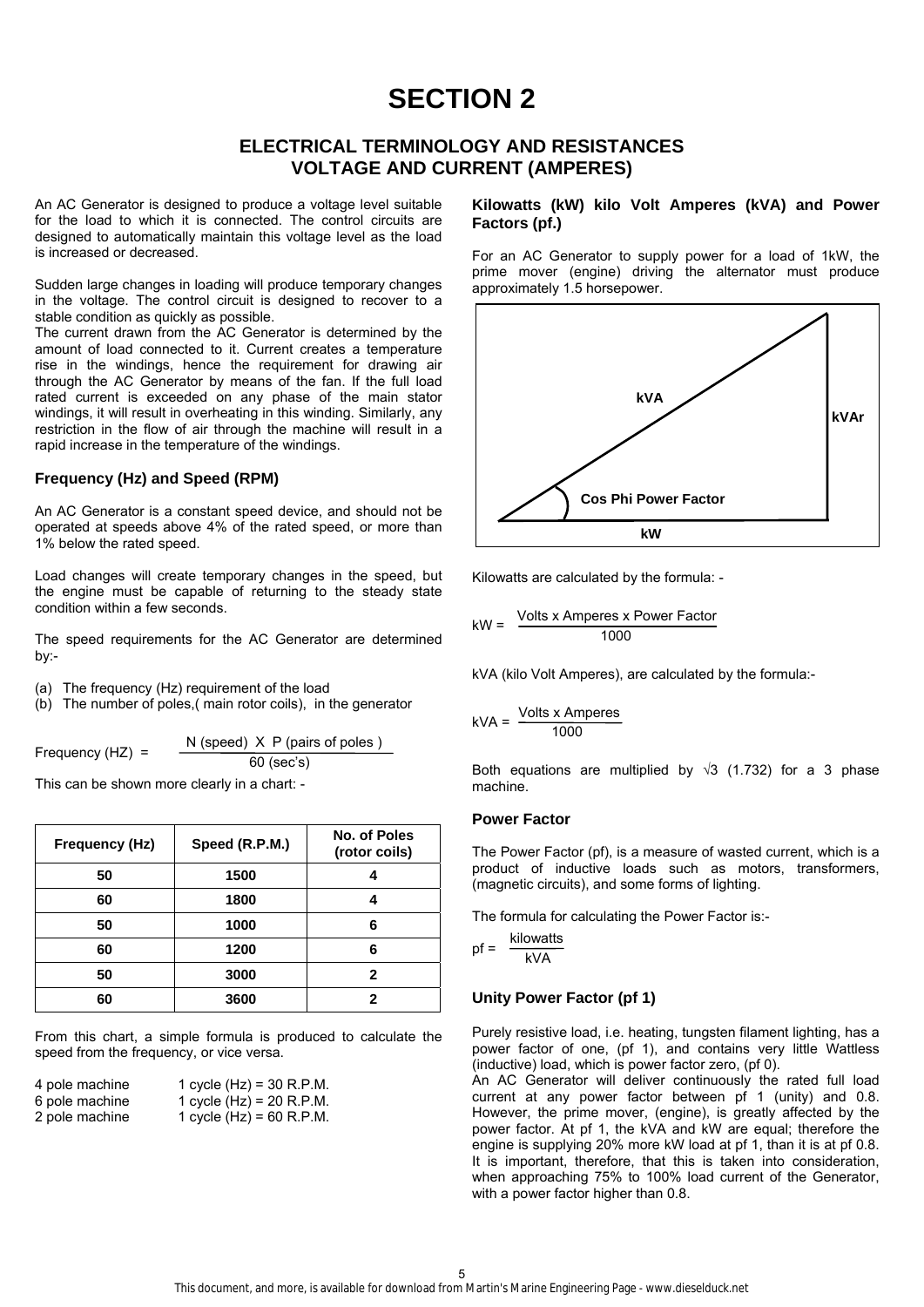# SECTION 2

## ELECTRICAL TERMINOLOGY AND RESISTANCES VOLTAGE AND CURRENT (AMPERES)

An AC Generator is designed to produce a voltage level suitable for the load to which it is connected. The control circuits are designed to automatically maintain this voltage level as the load is increased or decreased.

Sudden large changes in loading will produce temporary changes in the voltage. The control circuit is designed to recover to a stable condition as quickly as possible.
The current drawn from the AC Generator is determined by the amount of load connected to it. Current creates a temperature rise in the windings, hence the requirement for drawing air through the AC Generator by means of the fan. If the full load rated current is exceeded on any phase of the main stator windings, it will result in overheating in this winding. Similarly, any restriction in the flow of air through the machine will result in a rapid increase in the temperature of the windings.

### Frequency (Hz) and Speed (RPM)

An AC Generator is a constant speed device, and should not be operated at speeds above 4% of the rated speed, or more than 1% below the rated speed.

Load changes will create temporary changes in the speed, but the engine must be capable of returning to the steady state condition within a few seconds.

The speed requirements for the AC Generator are determined by:-

(a) The frequency (Hz) requirement of the load
(b) The number of poles,( main rotor coils), in the generator

$$\text{Frequency (HZ)} = \frac{\text{N (speed)} \times \text{P (pairs of poles)}}{\text{60 (sec's)}}$$

This can be shown more clearly in a chart: -

| Frequency (Hz) | Speed (R.P.M.) | No. of Poles (rotor coils) |
|---|---|---|
| 50 | 1500 | 4 |
| 60 | 1800 | 4 |
| 50 | 1000 | 6 |
| 60 | 1200 | 6 |
| 50 | 3000 | 2 |
| 60 | 3600 | 2 |

From this chart, a simple formula is produced to calculate the speed from the frequency, or vice versa.

4 pole machine 1 cycle (Hz) = 30 R.P.M.
6 pole machine 1 cycle (Hz) = 20 R.P.M.
2 pole machine 1 cycle (Hz) = 60 R.P.M.

### Kilowatts (kW) kilo Volt Amperes (kVA) and Power Factors (pf.)

For an AC Generator to supply power for a load of 1kW, the prime mover (engine) driving the alternator must produce approximately 1.5 horsepower.

kVA

kVAr

Cos Phi Power Factor

kW

Kilowatts are calculated by the formula: -

$$\text{kW} = \frac{\text{Volts} \times \text{Amperes} \times \text{Power Factor}}{1000}$$

kVA (kilo Volt Amperes), are calculated by the formula:-

$$\text{kVA} = \frac{\text{Volts} \times \text{Amperes}}{1000}$$

Both equations are multiplied by $\sqrt{3}$ (1.732) for a 3 phase machine.

### Power Factor

The Power Factor (pf), is a measure of wasted current, which is a product of inductive loads such as motors, transformers, (magnetic circuits), and some forms of lighting.

The formula for calculating the Power Factor is:-

$$\text{pf} = \frac{\text{kilowatts}}{\text{kVA}}$$

### Unity Power Factor (pf 1)

Purely resistive load, i.e. heating, tungsten filament lighting, has a power factor of one, (pf 1), and contains very little Wattless (inductive) load, which is power factor zero, (pf 0).
An AC Generator will deliver continuously the rated full load current at any power factor between pf 1 (unity) and 0.8. However, the prime mover, (engine), is greatly affected by the power factor. At pf 1, the kVA and kW are equal; therefore the engine is supplying 20% more kW load at pf 1, than it is at pf 0.8. It is important, therefore, that this is taken into consideration, when approaching 75% to 100% load current of the Generator, with a power factor higher than 0.8.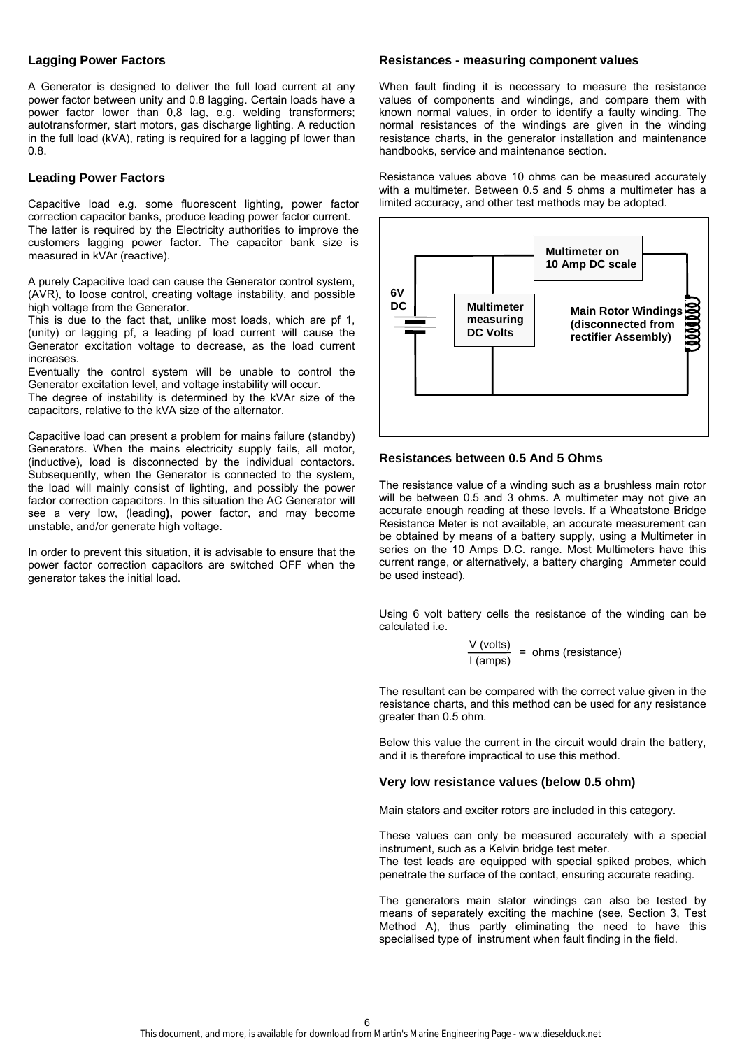## Lagging Power Factors

A Generator is designed to deliver the full load current at any power factor between unity and 0.8 lagging. Certain loads have a power factor lower than 0,8 lag, e.g. welding transformers; autotransformer, start motors, gas discharge lighting. A reduction in the full load (kVA), rating is required for a lagging pf lower than 0.8.

## Leading Power Factors

Capacitive load e.g. some fluorescent lighting, power factor correction capacitor banks, produce leading power factor current. The latter is required by the Electricity authorities to improve the customers lagging power factor. The capacitor bank size is measured in kVAr (reactive).

A purely Capacitive load can cause the Generator control system, (AVR), to loose control, creating voltage instability, and possible high voltage from the Generator.
This is due to the fact that, unlike most loads, which are pf 1, (unity) or lagging pf, a leading pf load current will cause the Generator excitation voltage to decrease, as the load current increases.
Eventually the control system will be unable to control the Generator excitation level, and voltage instability will occur.
The degree of instability is determined by the kVAr size of the capacitors, relative to the kVA size of the alternator.

Capacitive load can present a problem for mains failure (standby) Generators. When the mains electricity supply fails, all motor, (inductive), load is disconnected by the individual contactors. Subsequently, when the Generator is connected to the system, the load will mainly consist of lighting, and possibly the power factor correction capacitors. In this situation the AC Generator will see a very low, (leading**),** power factor, and may become unstable, and/or generate high voltage.

In order to prevent this situation, it is advisable to ensure that the power factor correction capacitors are switched OFF when the generator takes the initial load.

## Resistances - measuring component values

When fault finding it is necessary to measure the resistance values of components and windings, and compare them with known normal values, in order to identify a faulty winding. The normal resistances of the windings are given in the winding resistance charts, in the generator installation and maintenance handbooks, service and maintenance section.

Resistance values above 10 ohms can be measured accurately with a multimeter. Between 0.5 and 5 ohms a multimeter has a limited accuracy, and other test methods may be adopted.

**6V DC** — **Multimeter measuring DC Volts** — **Multimeter on 10 Amp DC scale** — **Main Rotor Windings (disconnected from rectifier Assembly)**

## Resistances between 0.5 And 5 Ohms

The resistance value of a winding such as a brushless main rotor will be between 0.5 and 3 ohms. A multimeter may not give an accurate enough reading at these levels. If a Wheatstone Bridge Resistance Meter is not available, an accurate measurement can be obtained by means of a battery supply, using a Multimeter in series on the 10 Amps D.C. range. Most Multimeters have this current range, or alternatively, a battery charging Ammeter could be used instead).

Using 6 volt battery cells the resistance of the winding can be calculated i.e.

$$\frac{V \text{ (volts)}}{I \text{ (amps)}} = \text{ohms (resistance)}$$

The resultant can be compared with the correct value given in the resistance charts, and this method can be used for any resistance greater than 0.5 ohm.

Below this value the current in the circuit would drain the battery, and it is therefore impractical to use this method.

## Very low resistance values (below 0.5 ohm)

Main stators and exciter rotors are included in this category.

These values can only be measured accurately with a special instrument, such as a Kelvin bridge test meter.
The test leads are equipped with special spiked probes, which penetrate the surface of the contact, ensuring accurate reading.

The generators main stator windings can also be tested by means of separately exciting the machine (see, Section 3, Test Method A), thus partly eliminating the need to have this specialised type of instrument when fault finding in the field.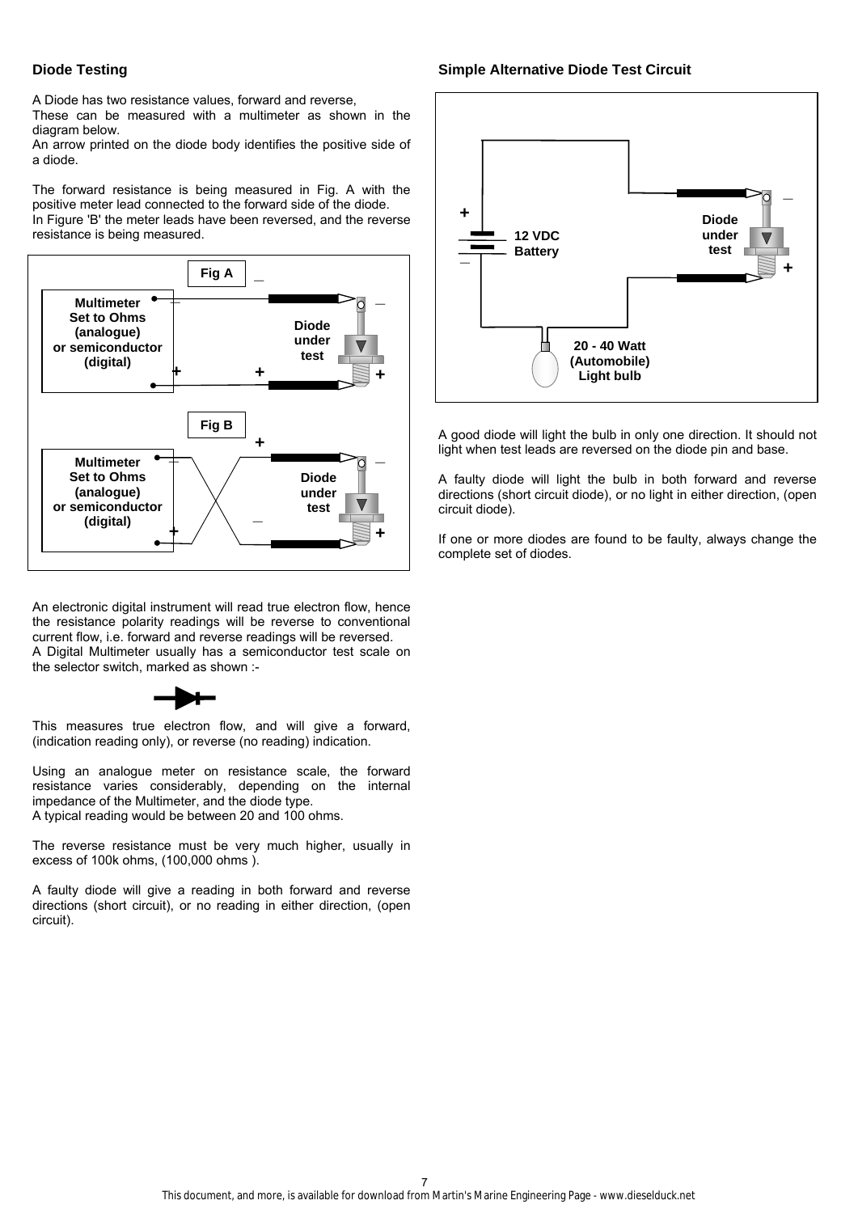## Diode Testing

A Diode has two resistance values, forward and reverse,
These can be measured with a multimeter as shown in the diagram below.
An arrow printed on the diode body identifies the positive side of a diode.

The forward resistance is being measured in Fig. A with the positive meter lead connected to the forward side of the diode.
In Figure 'B' the meter leads have been reversed, and the reverse resistance is being measured.

Fig A

Multimeter Set to Ohms (analogue) or semiconductor (digital)

Diode under test

Fig B

Multimeter Set to Ohms (analogue) or semiconductor (digital)

Diode under test

An electronic digital instrument will read true electron flow, hence the resistance polarity readings will be reverse to conventional current flow, i.e. forward and reverse readings will be reversed.
A Digital Multimeter usually has a semiconductor test scale on the selector switch, marked as shown :-

This measures true electron flow, and will give a forward, (indication reading only), or reverse (no reading) indication.

Using an analogue meter on resistance scale, the forward resistance varies considerably, depending on the internal impedance of the Multimeter, and the diode type.
A typical reading would be between 20 and 100 ohms.

The reverse resistance must be very much higher, usually in excess of 100k ohms, (100,000 ohms ).

A faulty diode will give a reading in both forward and reverse directions (short circuit), or no reading in either direction, (open circuit).

## Simple Alternative Diode Test Circuit

12 VDC Battery

Diode under test

20 - 40 Watt (Automobile) Light bulb

A good diode will light the bulb in only one direction. It should not light when test leads are reversed on the diode pin and base.

A faulty diode will light the bulb in both forward and reverse directions (short circuit diode), or no light in either direction, (open circuit diode).

If one or more diodes are found to be faulty, always change the complete set of diodes.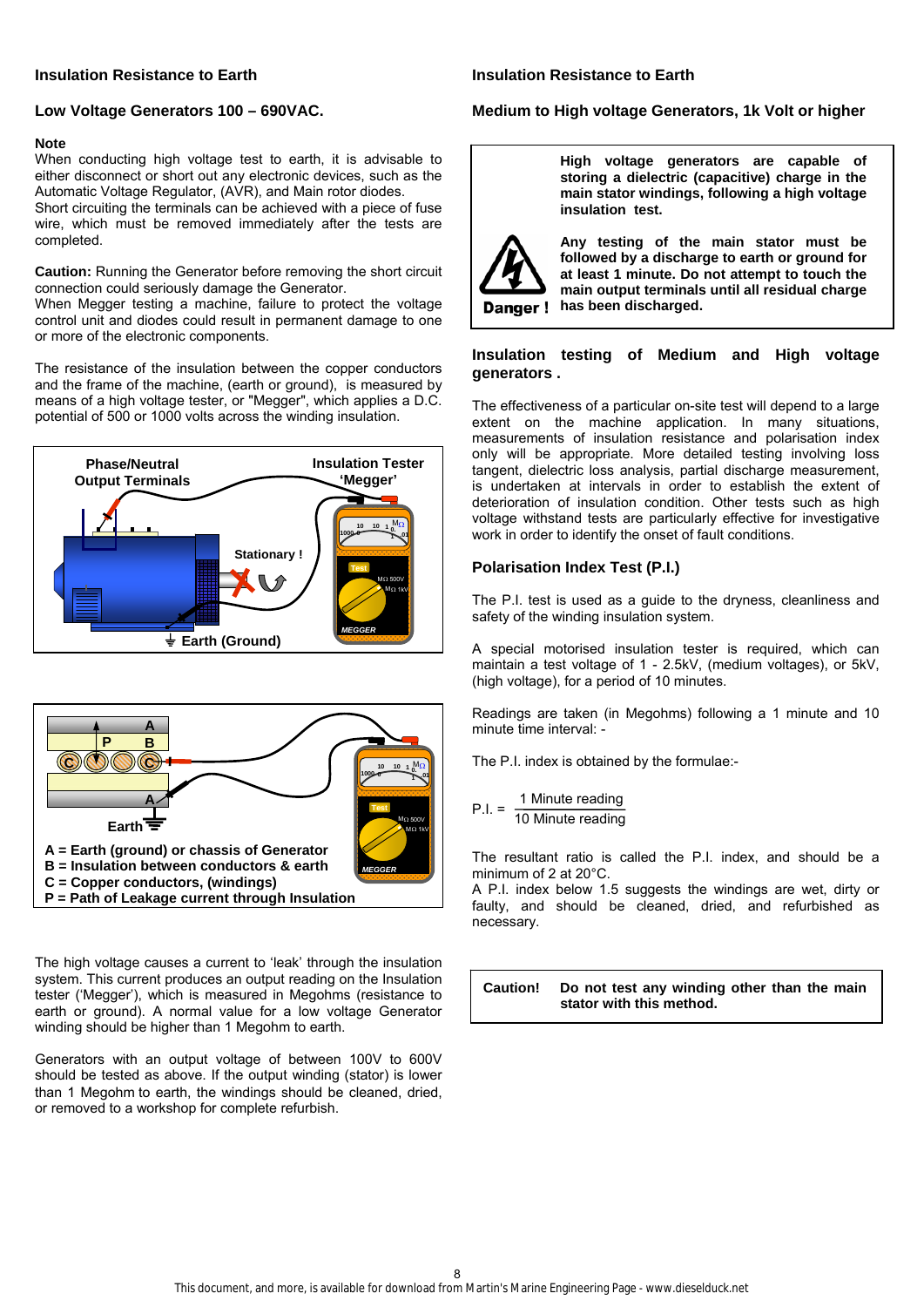## Insulation Resistance to Earth

### Low Voltage Generators 100 – 690VAC.

**Note**
When conducting high voltage test to earth, it is advisable to either disconnect or short out any electronic devices, such as the Automatic Voltage Regulator, (AVR), and Main rotor diodes.
Short circuiting the terminals can be achieved with a piece of fuse wire, which must be removed immediately after the tests are completed.

**Caution:** Running the Generator before removing the short circuit connection could seriously damage the Generator.
When Megger testing a machine, failure to protect the voltage control unit and diodes could result in permanent damage to one or more of the electronic components.

The resistance of the insulation between the copper conductors and the frame of the machine, (earth or ground), is measured by means of a high voltage tester, or "Megger", which applies a D.C. potential of 500 or 1000 volts across the winding insulation.

**Phase/Neutral Output Terminals** — **Insulation Tester 'Megger'** — **Stationary !** — **Earth (Ground)**

**A = Earth (ground) or chassis of Generator**
**B = Insulation between conductors & earth**
**C = Copper conductors, (windings)**
**P = Path of Leakage current through Insulation**

The high voltage causes a current to 'leak' through the insulation system. This current produces an output reading on the Insulation tester ('Megger'), which is measured in Megohms (resistance to earth or ground). A normal value for a low voltage Generator winding should be higher than 1 Megohm to earth.

Generators with an output voltage of between 100V to 600V should be tested as above. If the output winding (stator) is lower than 1 Megohm to earth, the windings should be cleaned, dried, or removed to a workshop for complete refurbish.

## Insulation Resistance to Earth

### Medium to High voltage Generators, 1k Volt or higher

**Danger !**

**High voltage generators are capable of storing a dielectric (capacitive) charge in the main stator windings, following a high voltage insulation test.**

**Any testing of the main stator must be followed by a discharge to earth or ground for at least 1 minute. Do not attempt to touch the main output terminals until all residual charge has been discharged.**

### Insulation testing of Medium and High voltage generators .

The effectiveness of a particular on-site test will depend to a large extent on the machine application. In many situations, measurements of insulation resistance and polarisation index only will be appropriate. More detailed testing involving loss tangent, dielectric loss analysis, partial discharge measurement, is undertaken at intervals in order to establish the extent of deterioration of insulation condition. Other tests such as high voltage withstand tests are particularly effective for investigative work in order to identify the onset of fault conditions.

### Polarisation Index Test (P.I.)

The P.I. test is used as a guide to the dryness, cleanliness and safety of the winding insulation system.

A special motorised insulation tester is required, which can maintain a test voltage of 1 - 2.5kV, (medium voltages), or 5kV, (high voltage), for a period of 10 minutes.

Readings are taken (in Megohms) following a 1 minute and 10 minute time interval: -

The P.I. index is obtained by the formulae:-

$$P.I. = \frac{\text{1 Minute reading}}{\text{10 Minute reading}}$$

The resultant ratio is called the P.I. index, and should be a minimum of 2 at 20°C.
A P.I. index below 1.5 suggests the windings are wet, dirty or faulty, and should be cleaned, dried, and refurbished as necessary.

**Caution! Do not test any winding other than the main stator with this method.**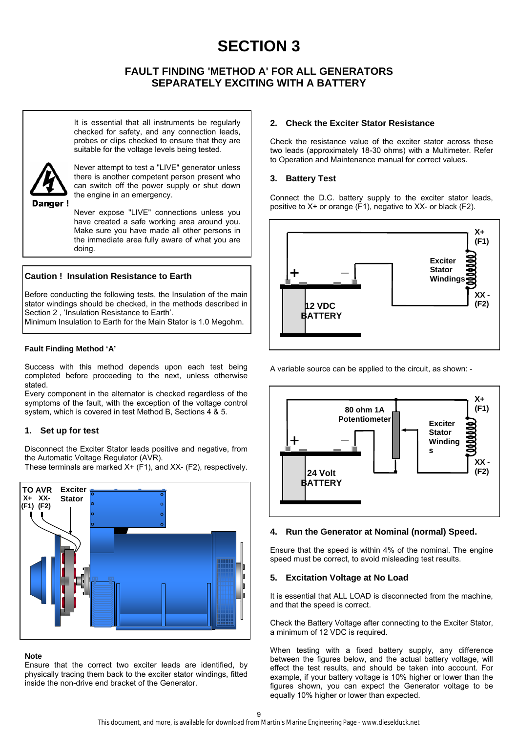# SECTION 3

## FAULT FINDING 'METHOD A' FOR ALL GENERATORS SEPARATELY EXCITING WITH A BATTERY

Danger !

It is essential that all instruments be regularly checked for safety, and any connection leads, probes or clips checked to ensure that they are suitable for the voltage levels being tested.

Never attempt to test a "LIVE" generator unless there is another competent person present who can switch off the power supply or shut down the engine in an emergency.

Never expose "LIVE" connections unless you have created a safe working area around you. Make sure you have made all other persons in the immediate area fully aware of what you are doing.

**Caution ! Insulation Resistance to Earth**

Before conducting the following tests, the Insulation of the main stator windings should be checked, in the methods described in Section 2 , 'Insulation Resistance to Earth'.
Minimum Insulation to Earth for the Main Stator is 1.0 Megohm.

**Fault Finding Method 'A'**

Success with this method depends upon each test being completed before proceeding to the next, unless otherwise stated.
Every component in the alternator is checked regardless of the symptoms of the fault, with the exception of the voltage control system, which is covered in test Method B, Sections 4 & 5.

### 1. Set up for test

Disconnect the Exciter Stator leads positive and negative, from the Automatic Voltage Regulator (AVR).
These terminals are marked X+ (F1), and XX- (F2), respectively.

TO AVR X+ (F1) XX- (F2) — Exciter Stator

**Note**
Ensure that the correct two exciter leads are identified, by physically tracing them back to the exciter stator windings, fitted inside the non-drive end bracket of the Generator.

### 2. Check the Exciter Stator Resistance

Check the resistance value of the exciter stator across these two leads (approximately 18-30 ohms) with a Multimeter. Refer to Operation and Maintenance manual for correct values.

### 3. Battery Test

Connect the D.C. battery supply to the exciter stator leads, positive to X+ or orange (F1), negative to XX- or black (F2).

12 VDC BATTERY — + / − — Exciter Stator Windings — X+ (F1) — XX - (F2)

A variable source can be applied to the circuit, as shown: -

24 Volt BATTERY — + / − — 80 ohm 1A Potentiometer — Exciter Stator Windings — X+ (F1) — XX - (F2)

### 4. Run the Generator at Nominal (normal) Speed.

Ensure that the speed is within 4% of the nominal. The engine speed must be correct, to avoid misleading test results.

### 5. Excitation Voltage at No Load

It is essential that ALL LOAD is disconnected from the machine, and that the speed is correct.

Check the Battery Voltage after connecting to the Exciter Stator, a minimum of 12 VDC is required.

When testing with a fixed battery supply, any difference between the figures below, and the actual battery voltage, will effect the test results, and should be taken into account. For example, if your battery voltage is 10% higher or lower than the figures shown, you can expect the Generator voltage to be equally 10% higher or lower than expected.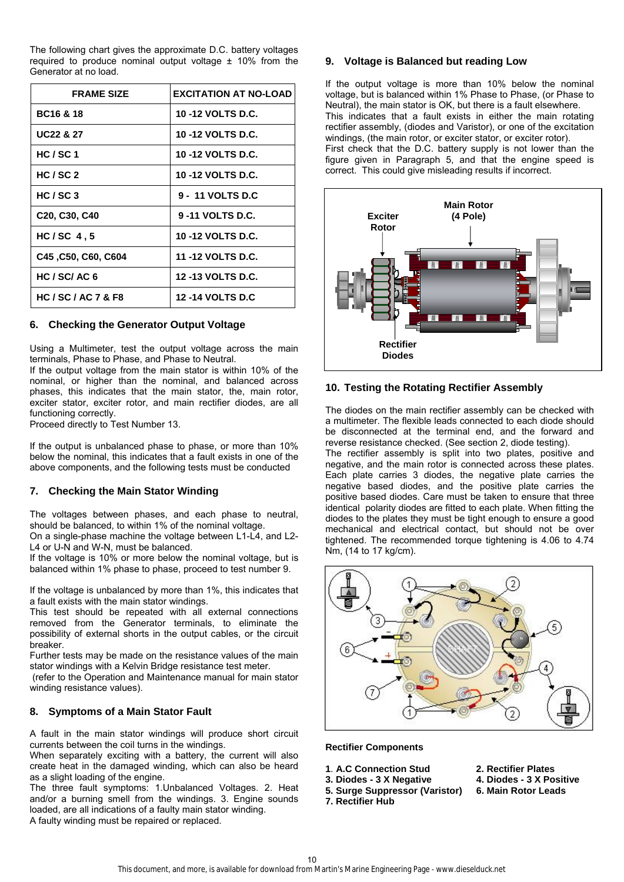The following chart gives the approximate D.C. battery voltages required to produce nominal output voltage ± 10% from the Generator at no load.

| FRAME SIZE | EXCITATION AT NO-LOAD |
|---|---|
| BC16 & 18 | 10 -12 VOLTS D.C. |
| UC22 & 27 | 10 -12 VOLTS D.C. |
| HC / SC 1 | 10 -12 VOLTS D.C. |
| HC / SC 2 | 10 -12 VOLTS D.C. |
| HC / SC 3 | 9 - 11 VOLTS D.C |
| C20, C30, C40 | 9 -11 VOLTS D.C. |
| HC / SC 4 , 5 | 10 -12 VOLTS D.C. |
| C45 ,C50, C60, C604 | 11 -12 VOLTS D.C. |
| HC / SC/ AC 6 | 12 -13 VOLTS D.C. |
| HC / SC / AC 7 & F8 | 12 -14 VOLTS D.C |

## 6. Checking the Generator Output Voltage

Using a Multimeter, test the output voltage across the main terminals, Phase to Phase, and Phase to Neutral.
If the output voltage from the main stator is within 10% of the nominal, or higher than the nominal, and balanced across phases, this indicates that the main stator, the, main rotor, exciter stator, exciter rotor, and main rectifier diodes, are all functioning correctly.
Proceed directly to Test Number 13.

If the output is unbalanced phase to phase, or more than 10% below the nominal, this indicates that a fault exists in one of the above components, and the following tests must be conducted

## 7. Checking the Main Stator Winding

The voltages between phases, and each phase to neutral, should be balanced, to within 1% of the nominal voltage.
On a single-phase machine the voltage between L1-L4, and L2-L4 or U-N and W-N, must be balanced.
If the voltage is 10% or more below the nominal voltage, but is balanced within 1% phase to phase, proceed to test number 9.

If the voltage is unbalanced by more than 1%, this indicates that a fault exists with the main stator windings.
This test should be repeated with all external connections removed from the Generator terminals, to eliminate the possibility of external shorts in the output cables, or the circuit breaker.
Further tests may be made on the resistance values of the main stator windings with a Kelvin Bridge resistance test meter.
(refer to the Operation and Maintenance manual for main stator winding resistance values).

## 8. Symptoms of a Main Stator Fault

A fault in the main stator windings will produce short circuit currents between the coil turns in the windings.
When separately exciting with a battery, the current will also create heat in the damaged winding, which can also be heard as a slight loading of the engine.
The three fault symptoms: 1.Unbalanced Voltages. 2. Heat and/or a burning smell from the windings. 3. Engine sounds loaded, are all indications of a faulty main stator winding.
A faulty winding must be repaired or replaced.

## 9. Voltage is Balanced but reading Low

If the output voltage is more than 10% below the nominal voltage, but is balanced within 1% Phase to Phase, (or Phase to Neutral), the main stator is OK, but there is a fault elsewhere.
This indicates that a fault exists in either the main rotating rectifier assembly, (diodes and Varistor), or one of the excitation windings, (the main rotor, or exciter stator, or exciter rotor).
First check that the D.C. battery supply is not lower than the figure given in Paragraph 5, and that the engine speed is correct. This could give misleading results if incorrect.

## 10. Testing the Rotating Rectifier Assembly

The diodes on the main rectifier assembly can be checked with a multimeter. The flexible leads connected to each diode should be disconnected at the terminal end, and the forward and reverse resistance checked. (See section 2, diode testing).
The rectifier assembly is split into two plates, positive and negative, and the main rotor is connected across these plates. Each plate carries 3 diodes, the negative plate carries the negative based diodes, and the positive plate carries the positive based diodes. Care must be taken to ensure that three identical polarity diodes are fitted to each plate. When fitting the diodes to the plates they must be tight enough to ensure a good mechanical and electrical contact, but should not be over tightened. The recommended torque tightening is 4.06 to 4.74 Nm, (14 to 17 kg/cm).

**Rectifier Components**

**1. A.C Connection Stud**
**2. Rectifier Plates**
**3. Diodes - 3 X Negative**
**4. Diodes - 3 X Positive**
**5. Surge Suppressor (Varistor)**
**6. Main Rotor Leads**
**7. Rectifier Hub**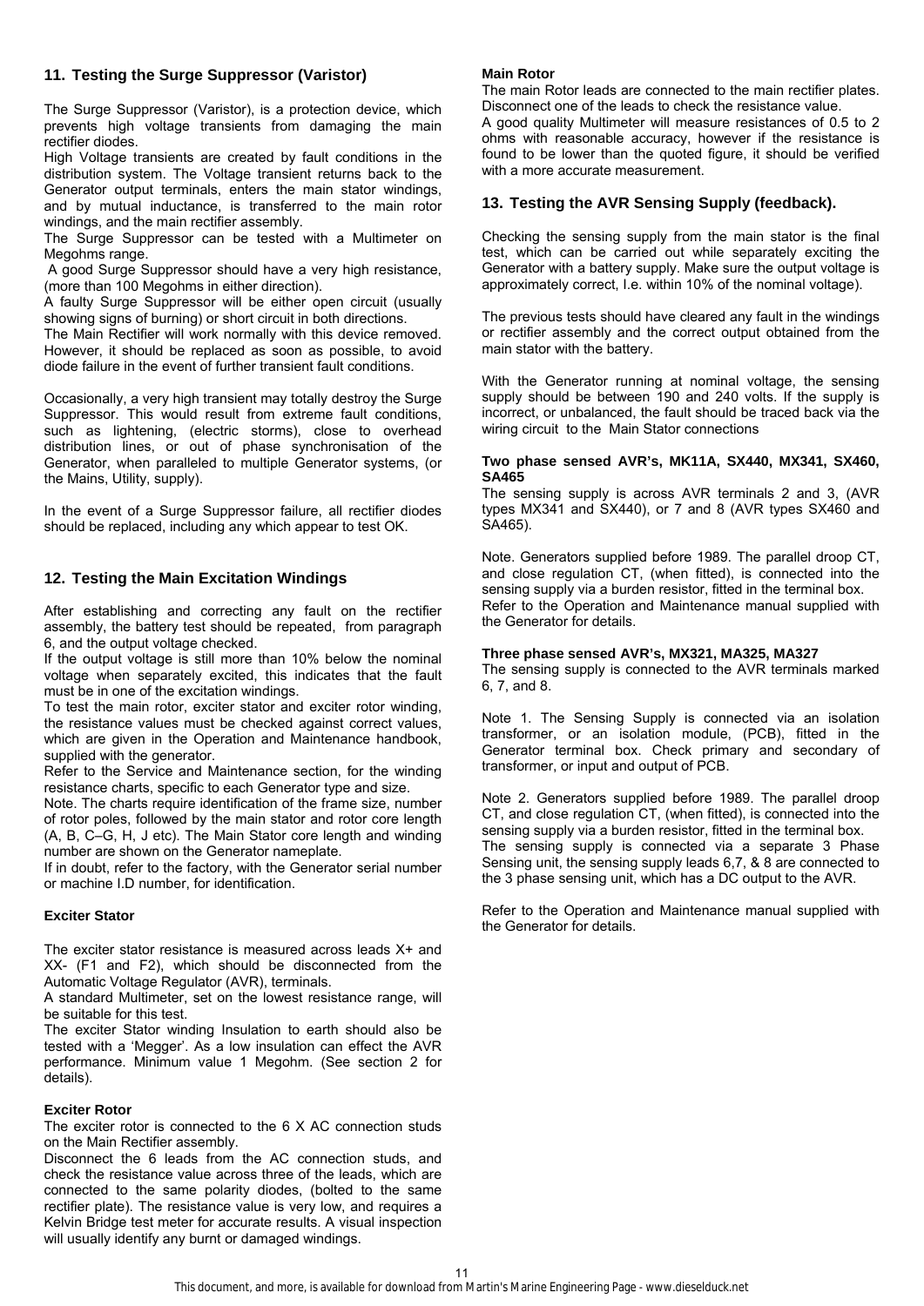## 11. Testing the Surge Suppressor (Varistor)

The Surge Suppressor (Varistor), is a protection device, which prevents high voltage transients from damaging the main rectifier diodes.

High Voltage transients are created by fault conditions in the distribution system. The Voltage transient returns back to the Generator output terminals, enters the main stator windings, and by mutual inductance, is transferred to the main rotor windings, and the main rectifier assembly.

The Surge Suppressor can be tested with a Multimeter on Megohms range.

A good Surge Suppressor should have a very high resistance, (more than 100 Megohms in either direction).

A faulty Surge Suppressor will be either open circuit (usually showing signs of burning) or short circuit in both directions.

The Main Rectifier will work normally with this device removed. However, it should be replaced as soon as possible, to avoid diode failure in the event of further transient fault conditions.

Occasionally, a very high transient may totally destroy the Surge Suppressor. This would result from extreme fault conditions, such as lightening, (electric storms), close to overhead distribution lines, or out of phase synchronisation of the Generator, when paralleled to multiple Generator systems, (or the Mains, Utility, supply).

In the event of a Surge Suppressor failure, all rectifier diodes should be replaced, including any which appear to test OK.

## 12. Testing the Main Excitation Windings

After establishing and correcting any fault on the rectifier assembly, the battery test should be repeated, from paragraph 6, and the output voltage checked.

If the output voltage is still more than 10% below the nominal voltage when separately excited, this indicates that the fault must be in one of the excitation windings.

To test the main rotor, exciter stator and exciter rotor winding, the resistance values must be checked against correct values, which are given in the Operation and Maintenance handbook, supplied with the generator.

Refer to the Service and Maintenance section, for the winding resistance charts, specific to each Generator type and size.

Note. The charts require identification of the frame size, number of rotor poles, followed by the main stator and rotor core length (A, B, C–G, H, J etc). The Main Stator core length and winding number are shown on the Generator nameplate.

If in doubt, refer to the factory, with the Generator serial number or machine I.D number, for identification.

### Exciter Stator

The exciter stator resistance is measured across leads X+ and XX- (F1 and F2), which should be disconnected from the Automatic Voltage Regulator (AVR), terminals.

A standard Multimeter, set on the lowest resistance range, will be suitable for this test.

The exciter Stator winding Insulation to earth should also be tested with a 'Megger'. As a low insulation can effect the AVR performance. Minimum value 1 Megohm. (See section 2 for details).

### Exciter Rotor

The exciter rotor is connected to the 6 X AC connection studs on the Main Rectifier assembly.

Disconnect the 6 leads from the AC connection studs, and check the resistance value across three of the leads, which are connected to the same polarity diodes, (bolted to the same rectifier plate). The resistance value is very low, and requires a Kelvin Bridge test meter for accurate results. A visual inspection will usually identify any burnt or damaged windings.

### Main Rotor

The main Rotor leads are connected to the main rectifier plates. Disconnect one of the leads to check the resistance value.

A good quality Multimeter will measure resistances of 0.5 to 2 ohms with reasonable accuracy, however if the resistance is found to be lower than the quoted figure, it should be verified with a more accurate measurement.

## 13. Testing the AVR Sensing Supply (feedback).

Checking the sensing supply from the main stator is the final test, which can be carried out while separately exciting the Generator with a battery supply. Make sure the output voltage is approximately correct, I.e. within 10% of the nominal voltage).

The previous tests should have cleared any fault in the windings or rectifier assembly and the correct output obtained from the main stator with the battery.

With the Generator running at nominal voltage, the sensing supply should be between 190 and 240 volts. If the supply is incorrect, or unbalanced, the fault should be traced back via the wiring circuit to the Main Stator connections

### Two phase sensed AVR's, MK11A, SX440, MX341, SX460, SA465

The sensing supply is across AVR terminals 2 and 3, (AVR types MX341 and SX440), or 7 and 8 (AVR types SX460 and SA465).

Note. Generators supplied before 1989. The parallel droop CT, and close regulation CT, (when fitted), is connected into the sensing supply via a burden resistor, fitted in the terminal box.

Refer to the Operation and Maintenance manual supplied with the Generator for details.

### Three phase sensed AVR's, MX321, MA325, MA327

The sensing supply is connected to the AVR terminals marked 6, 7, and 8.

Note 1. The Sensing Supply is connected via an isolation transformer, or an isolation module, (PCB), fitted in the Generator terminal box. Check primary and secondary of transformer, or input and output of PCB.

Note 2. Generators supplied before 1989. The parallel droop CT, and close regulation CT, (when fitted), is connected into the sensing supply via a burden resistor, fitted in the terminal box.

The sensing supply is connected via a separate 3 Phase Sensing unit, the sensing supply leads 6,7, & 8 are connected to the 3 phase sensing unit, which has a DC output to the AVR.

Refer to the Operation and Maintenance manual supplied with the Generator for details.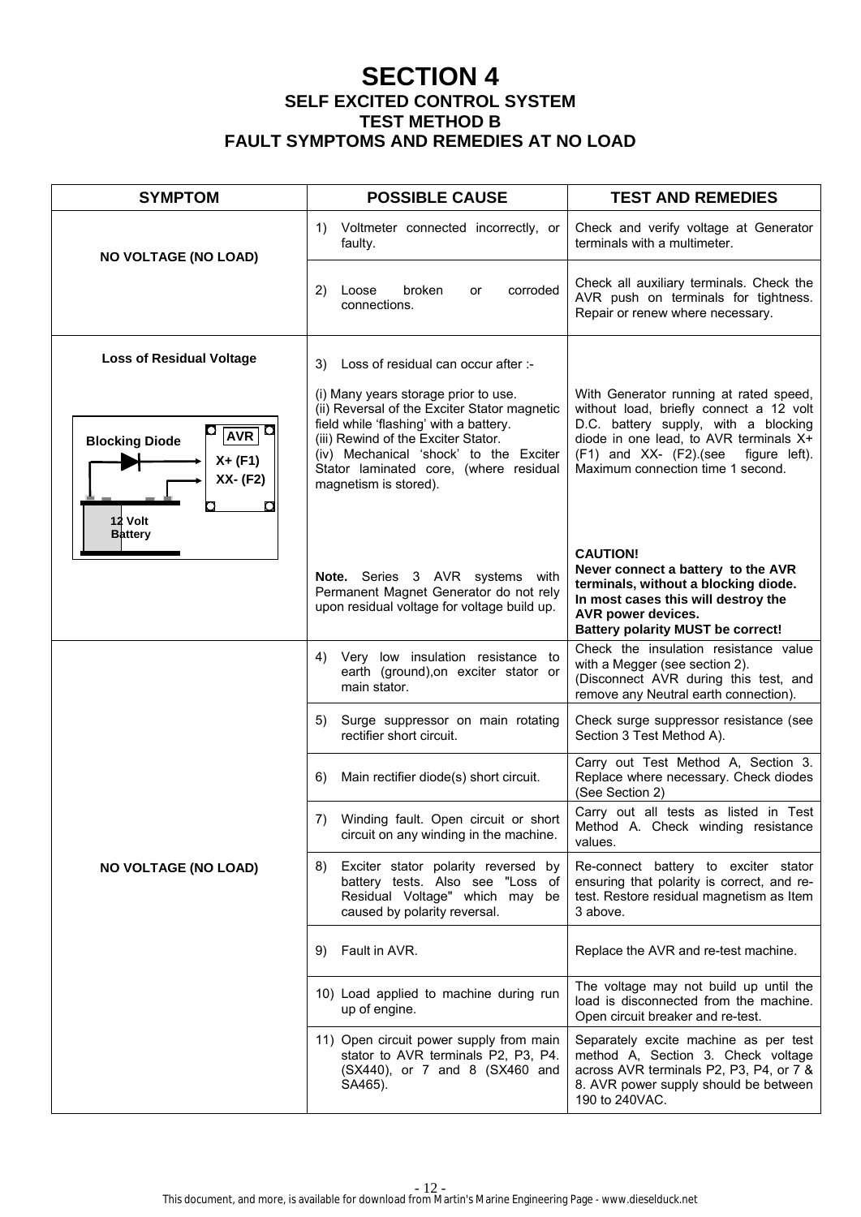# SECTION 4

## SELF EXCITED CONTROL SYSTEM

## TEST METHOD B

## FAULT SYMPTOMS AND REMEDIES AT NO LOAD

| SYMPTOM | POSSIBLE CAUSE | TEST AND REMEDIES |
|---|---|---|
| **NO VOLTAGE (NO LOAD)** | 1) Voltmeter connected incorrectly, or faulty. | Check and verify voltage at Generator terminals with a multimeter. |
| | 2) Loose broken or corroded connections. | Check all auxiliary terminals. Check the AVR push on terminals for tightness. Repair or renew where necessary. |
| **Loss of Residual Voltage**<br><br>Blocking Diode / AVR / X+ (F1) / XX- (F2) / 12 Volt Battery | 3) Loss of residual can occur after :-<br><br>(i) Many years storage prior to use.<br>(ii) Reversal of the Exciter Stator magnetic field while 'flashing' with a battery.<br>(iii) Rewind of the Exciter Stator.<br>(iv) Mechanical 'shock' to the Exciter Stator laminated core, (where residual magnetism is stored).<br><br>**Note.** Series 3 AVR systems with Permanent Magnet Generator do not rely upon residual voltage for voltage build up. | With Generator running at rated speed, without load, briefly connect a 12 volt D.C. battery supply, with a blocking diode in one lead, to AVR terminals X+ (F1) and XX- (F2).(see figure left). Maximum connection time 1 second.<br><br>**CAUTION!**<br>**Never connect a battery to the AVR terminals, without a blocking diode.**<br>**In most cases this will destroy the AVR power devices.**<br>**Battery polarity MUST be correct!** |
| **NO VOLTAGE (NO LOAD)** | 4) Very low insulation resistance to earth (ground),on exciter stator or main stator. | Check the insulation resistance value with a Megger (see section 2).<br>(Disconnect AVR during this test, and remove any Neutral earth connection). |
| | 5) Surge suppressor on main rotating rectifier short circuit. | Check surge suppressor resistance (see Section 3 Test Method A). |
| | 6) Main rectifier diode(s) short circuit. | Carry out Test Method A, Section 3. Replace where necessary. Check diodes (See Section 2) |
| | 7) Winding fault. Open circuit or short circuit on any winding in the machine. | Carry out all tests as listed in Test Method A. Check winding resistance values. |
| | 8) Exciter stator polarity reversed by battery tests. Also see "Loss of Residual Voltage" which may be caused by polarity reversal. | Re-connect battery to exciter stator ensuring that polarity is correct, and re-test. Restore residual magnetism as Item 3 above. |
| | 9) Fault in AVR. | Replace the AVR and re-test machine. |
| | 10) Load applied to machine during run up of engine. | The voltage may not build up until the load is disconnected from the machine. Open circuit breaker and re-test. |
| | 11) Open circuit power supply from main stator to AVR terminals P2, P3, P4. (SX440), or 7 and 8 (SX460 and SA465). | Separately excite machine as per test method A, Section 3. Check voltage across AVR terminals P2, P3, P4, or 7 & 8. AVR power supply should be between 190 to 240VAC. |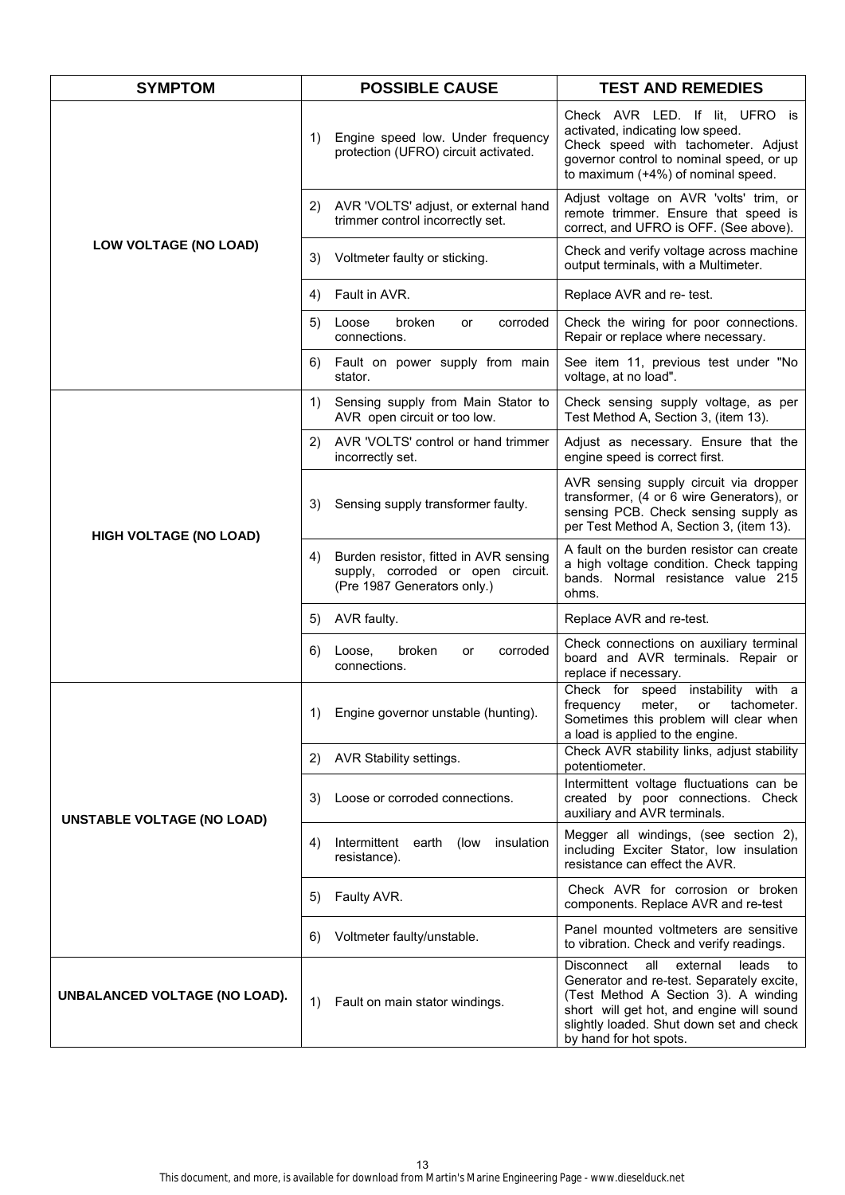| SYMPTOM | POSSIBLE CAUSE | TEST AND REMEDIES |
|---|---|---|
| LOW VOLTAGE (NO LOAD) | 1) Engine speed low. Under frequency protection (UFRO) circuit activated. | Check AVR LED. If lit, UFRO is activated, indicating low speed. Check speed with tachometer. Adjust governor control to nominal speed, or up to maximum (+4%) of nominal speed. |
| | 2) AVR 'VOLTS' adjust, or external hand trimmer control incorrectly set. | Adjust voltage on AVR 'volts' trim, or remote trimmer. Ensure that speed is correct, and UFRO is OFF. (See above). |
| | 3) Voltmeter faulty or sticking. | Check and verify voltage across machine output terminals, with a Multimeter. |
| | 4) Fault in AVR. | Replace AVR and re- test. |
| | 5) Loose broken or corroded connections. | Check the wiring for poor connections. Repair or replace where necessary. |
| | 6) Fault on power supply from main stator. | See item 11, previous test under "No voltage, at no load". |
| HIGH VOLTAGE (NO LOAD) | 1) Sensing supply from Main Stator to AVR open circuit or too low. | Check sensing supply voltage, as per Test Method A, Section 3, (item 13). |
| | 2) AVR 'VOLTS' control or hand trimmer incorrectly set. | Adjust as necessary. Ensure that the engine speed is correct first. |
| | 3) Sensing supply transformer faulty. | AVR sensing supply circuit via dropper transformer, (4 or 6 wire Generators), or sensing PCB. Check sensing supply as per Test Method A, Section 3, (item 13). |
| | 4) Burden resistor, fitted in AVR sensing supply, corroded or open circuit. (Pre 1987 Generators only.) | A fault on the burden resistor can create a high voltage condition. Check tapping bands. Normal resistance value 215 ohms. |
| | 5) AVR faulty. | Replace AVR and re-test. |
| | 6) Loose, broken or corroded connections. | Check connections on auxiliary terminal board and AVR terminals. Repair or replace if necessary. |
| UNSTABLE VOLTAGE (NO LOAD) | 1) Engine governor unstable (hunting). | Check for speed instability with a frequency meter, or tachometer. Sometimes this problem will clear when a load is applied to the engine. |
| | 2) AVR Stability settings. | Check AVR stability links, adjust stability potentiometer. |
| | 3) Loose or corroded connections. | Intermittent voltage fluctuations can be created by poor connections. Check auxiliary and AVR terminals. |
| | 4) Intermittent earth (low insulation resistance). | Megger all windings, (see section 2), including Exciter Stator, low insulation resistance can effect the AVR. |
| | 5) Faulty AVR. | Check AVR for corrosion or broken components. Replace AVR and re-test |
| | 6) Voltmeter faulty/unstable. | Panel mounted voltmeters are sensitive to vibration. Check and verify readings. |
| UNBALANCED VOLTAGE (NO LOAD). | 1) Fault on main stator windings. | Disconnect all external leads to Generator and re-test. Separately excite, (Test Method A Section 3). A winding short will get hot, and engine will sound slightly loaded. Shut down set and check by hand for hot spots. |

This document, and more, is available for download from Martin's Marine Engineering Page - www.dieselduck.net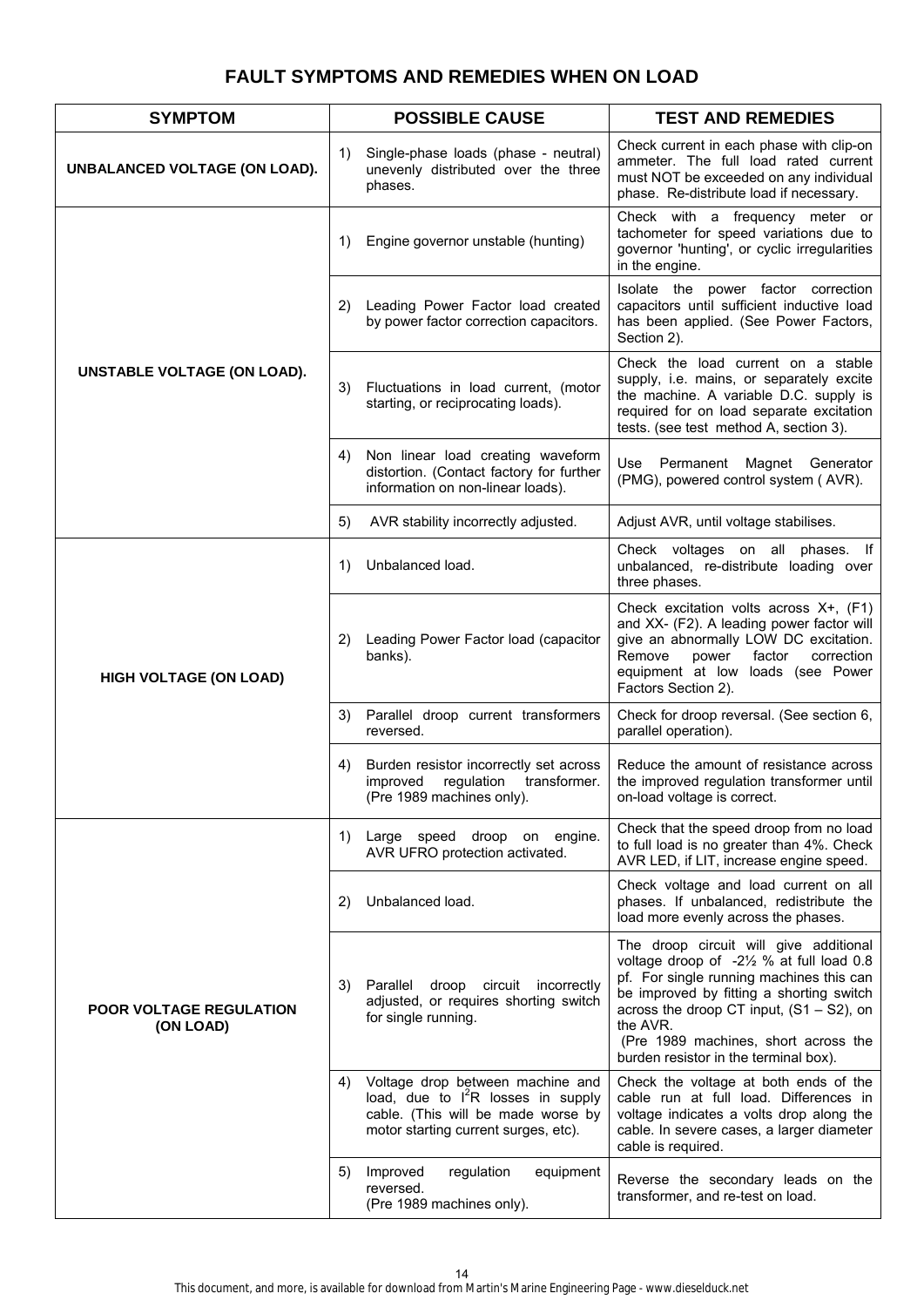## FAULT SYMPTOMS AND REMEDIES WHEN ON LOAD

| SYMPTOM | POSSIBLE CAUSE | TEST AND REMEDIES |
|---|---|---|
| **UNBALANCED VOLTAGE (ON LOAD).** | 1) Single-phase loads (phase - neutral) unevenly distributed over the three phases. | Check current in each phase with clip-on ammeter. The full load rated current must NOT be exceeded on any individual phase. Re-distribute load if necessary. |
| **UNSTABLE VOLTAGE (ON LOAD).** | 1) Engine governor unstable (hunting) | Check with a frequency meter or tachometer for speed variations due to governor 'hunting', or cyclic irregularities in the engine. |
| | 2) Leading Power Factor load created by power factor correction capacitors. | Isolate the power factor correction capacitors until sufficient inductive load has been applied. (See Power Factors, Section 2). |
| | 3) Fluctuations in load current, (motor starting, or reciprocating loads). | Check the load current on a stable supply, i.e. mains, or separately excite the machine. A variable D.C. supply is required for on load separate excitation tests. (see test method A, section 3). |
| | 4) Non linear load creating waveform distortion. (Contact factory for further information on non-linear loads). | Use Permanent Magnet Generator (PMG), powered control system ( AVR). |
| | 5) AVR stability incorrectly adjusted. | Adjust AVR, until voltage stabilises. |
| **HIGH VOLTAGE (ON LOAD)** | 1) Unbalanced load. | Check voltages on all phases. If unbalanced, re-distribute loading over three phases. |
| | 2) Leading Power Factor load (capacitor banks). | Check excitation volts across X+, (F1) and XX- (F2). A leading power factor will give an abnormally LOW DC excitation. Remove power factor correction equipment at low loads (see Power Factors Section 2). |
| | 3) Parallel droop current transformers reversed. | Check for droop reversal. (See section 6, parallel operation). |
| | 4) Burden resistor incorrectly set across improved regulation transformer. (Pre 1989 machines only). | Reduce the amount of resistance across the improved regulation transformer until on-load voltage is correct. |
| **POOR VOLTAGE REGULATION (ON LOAD)** | 1) Large speed droop on engine. AVR UFRO protection activated. | Check that the speed droop from no load to full load is no greater than 4%. Check AVR LED, if LIT, increase engine speed. |
| | 2) Unbalanced load. | Check voltage and load current on all phases. If unbalanced, redistribute the load more evenly across the phases. |
| | 3) Parallel droop circuit incorrectly adjusted, or requires shorting switch for single running. | The droop circuit will give additional voltage droop of -2½ % at full load 0.8 pf. For single running machines this can be improved by fitting a shorting switch across the droop CT input, (S1 – S2), on the AVR. (Pre 1989 machines, short across the burden resistor in the terminal box). |
| | 4) Voltage drop between machine and load, due to $I^2R$ losses in supply cable. (This will be made worse by motor starting current surges, etc). | Check the voltage at both ends of the cable run at full load. Differences in voltage indicates a volts drop along the cable. In severe cases, a larger diameter cable is required. |
| | 5) Improved regulation equipment reversed. (Pre 1989 machines only). | Reverse the secondary leads on the transformer, and re-test on load. |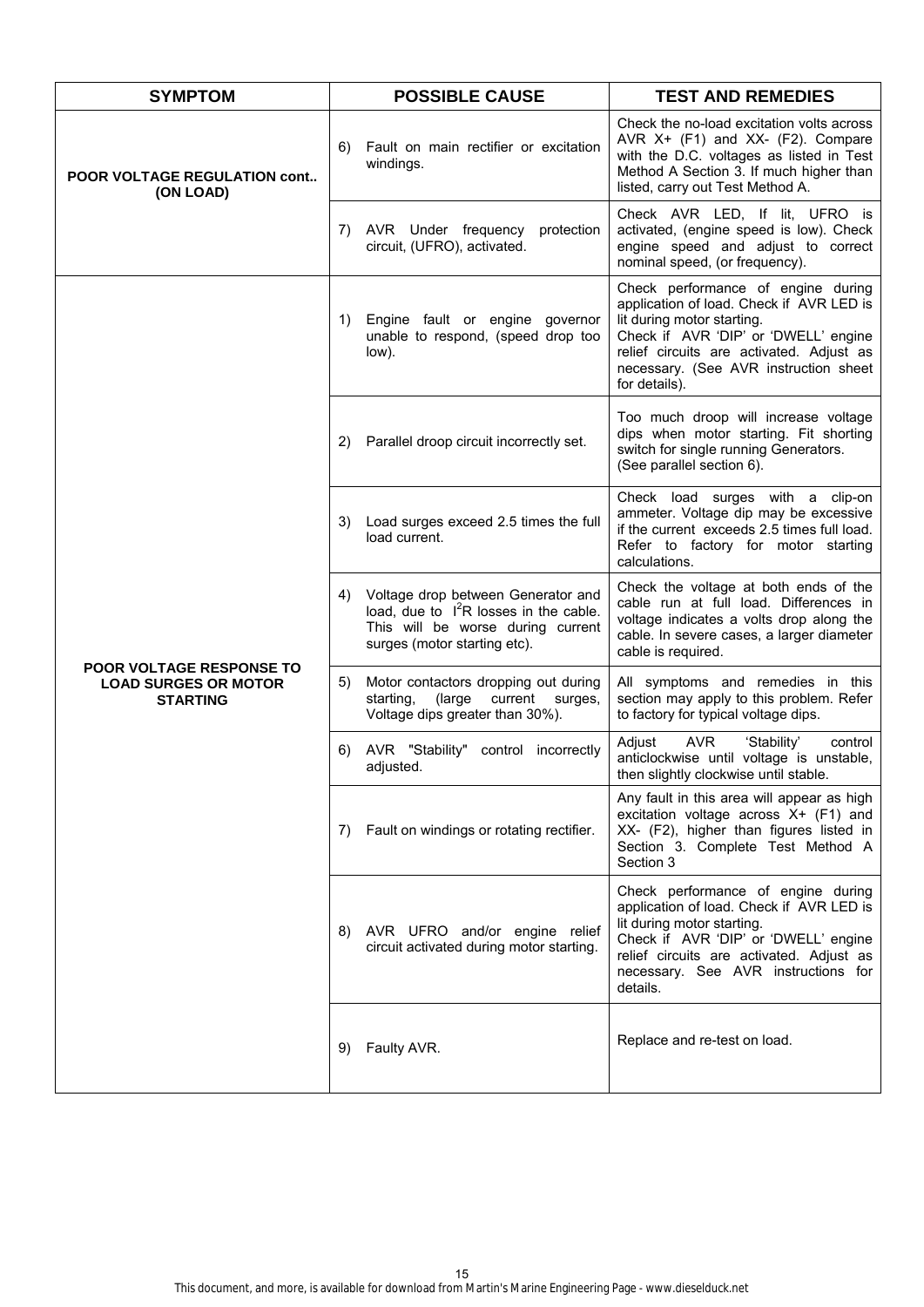| SYMPTOM | POSSIBLE CAUSE | TEST AND REMEDIES |
|---|---|---|
| **POOR VOLTAGE REGULATION cont.. (ON LOAD)** | 6) Fault on main rectifier or excitation windings. | Check the no-load excitation volts across AVR X+ (F1) and XX- (F2). Compare with the D.C. voltages as listed in Test Method A Section 3. If much higher than listed, carry out Test Method A. |
| | 7) AVR Under frequency protection circuit, (UFRO), activated. | Check AVR LED, If lit, UFRO is activated, (engine speed is low). Check engine speed and adjust to correct nominal speed, (or frequency). |
| **POOR VOLTAGE RESPONSE TO LOAD SURGES OR MOTOR STARTING** | 1) Engine fault or engine governor unable to respond, (speed drop too low). | Check performance of engine during application of load. Check if AVR LED is lit during motor starting. Check if AVR 'DIP' or 'DWELL' engine relief circuits are activated. Adjust as necessary. (See AVR instruction sheet for details). |
| | 2) Parallel droop circuit incorrectly set. | Too much droop will increase voltage dips when motor starting. Fit shorting switch for single running Generators. (See parallel section 6). |
| | 3) Load surges exceed 2.5 times the full load current. | Check load surges with a clip-on ammeter. Voltage dip may be excessive if the current exceeds 2.5 times full load. Refer to factory for motor starting calculations. |
| | 4) Voltage drop between Generator and load, due to $I^2R$ losses in the cable. This will be worse during current surges (motor starting etc). | Check the voltage at both ends of the cable run at full load. Differences in voltage indicates a volts drop along the cable. In severe cases, a larger diameter cable is required. |
| | 5) Motor contactors dropping out during starting, (large current surges, Voltage dips greater than 30%). | All symptoms and remedies in this section may apply to this problem. Refer to factory for typical voltage dips. |
| | 6) AVR "Stability" control incorrectly adjusted. | Adjust AVR 'Stability' control anticlockwise until voltage is unstable, then slightly clockwise until stable. |
| | 7) Fault on windings or rotating rectifier. | Any fault in this area will appear as high excitation voltage across X+ (F1) and XX- (F2), higher than figures listed in Section 3. Complete Test Method A Section 3 |
| | 8) AVR UFRO and/or engine relief circuit activated during motor starting. | Check performance of engine during application of load. Check if AVR LED is lit during motor starting. Check if AVR 'DIP' or 'DWELL' engine relief circuits are activated. Adjust as necessary. See AVR instructions for details. |
| | 9) Faulty AVR. | Replace and re-test on load. |

This document, and more, is available for download from Martin's Marine Engineering Page - www.dieselduck.net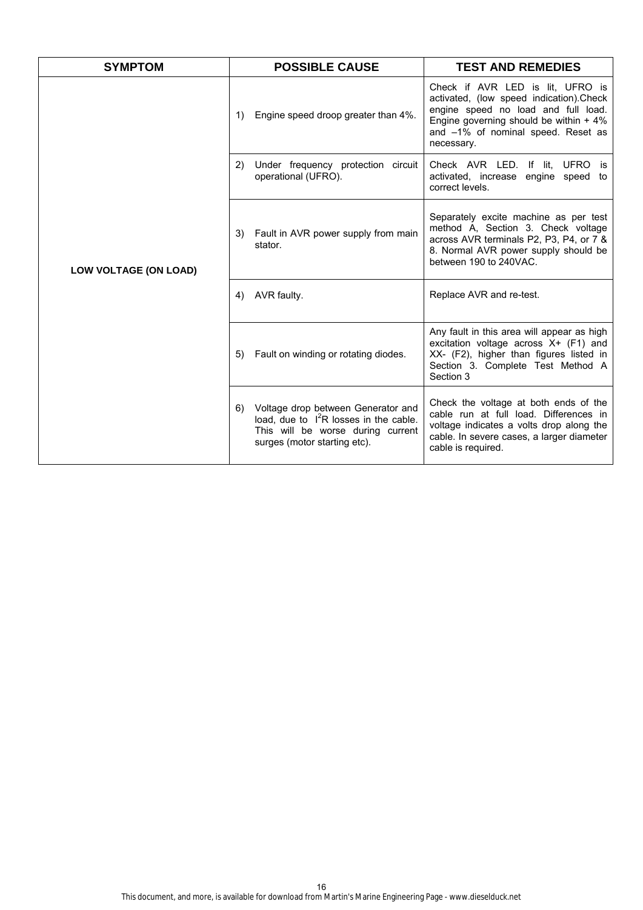| SYMPTOM | POSSIBLE CAUSE | TEST AND REMEDIES |
|---|---|---|
| LOW VOLTAGE (ON LOAD) | 1) Engine speed droop greater than 4%. | Check if AVR LED is lit, UFRO is activated, (low speed indication).Check engine speed no load and full load. Engine governing should be within + 4% and –1% of nominal speed. Reset as necessary. |
| | 2) Under frequency protection circuit operational (UFRO). | Check AVR LED. If lit, UFRO is activated, increase engine speed to correct levels. |
| | 3) Fault in AVR power supply from main stator. | Separately excite machine as per test method A, Section 3. Check voltage across AVR terminals P2, P3, P4, or 7 & 8. Normal AVR power supply should be between 190 to 240VAC. |
| | 4) AVR faulty. | Replace AVR and re-test. |
| | 5) Fault on winding or rotating diodes. | Any fault in this area will appear as high excitation voltage across X+ (F1) and XX- (F2), higher than figures listed in Section 3. Complete Test Method A Section 3 |
| | 6) Voltage drop between Generator and load, due to $I^2R$ losses in the cable. This will be worse during current surges (motor starting etc). | Check the voltage at both ends of the cable run at full load. Differences in voltage indicates a volts drop along the cable. In severe cases, a larger diameter cable is required. |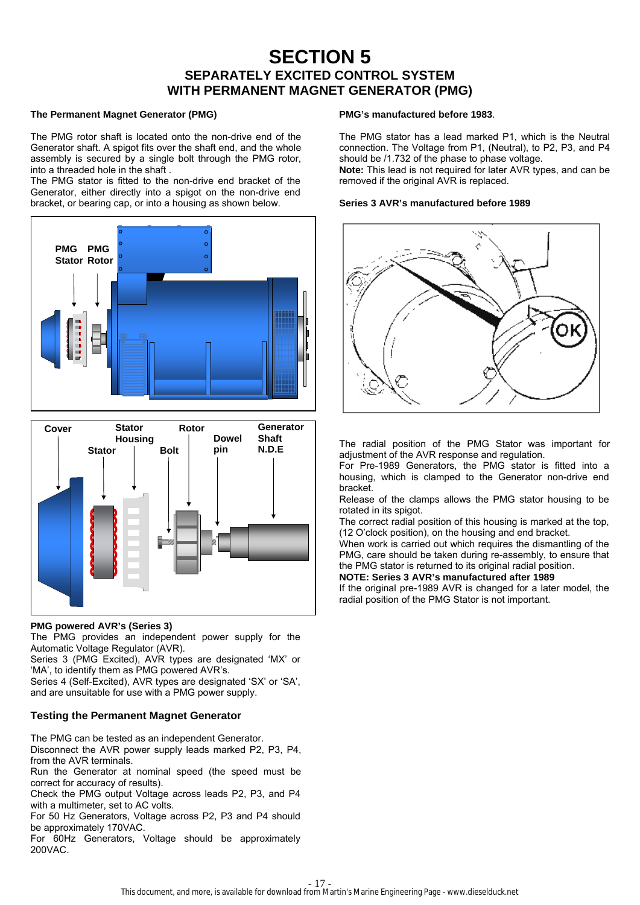# SECTION 5

## SEPARATELY EXCITED CONTROL SYSTEM WITH PERMANENT MAGNET GENERATOR (PMG)

### The Permanent Magnet Generator (PMG)

The PMG rotor shaft is located onto the non-drive end of the Generator shaft. A spigot fits over the shaft end, and the whole assembly is secured by a single bolt through the PMG rotor, into a threaded hole in the shaft .

The PMG stator is fitted to the non-drive end bracket of the Generator, either directly into a spigot on the non-drive end bracket, or bearing cap, or into a housing as shown below.

PMG Stator PMG Rotor

Cover, Stator Housing, Stator, Bolt, Rotor, Dowel pin, Generator Shaft N.D.E

### PMG powered AVR's (Series 3)

The PMG provides an independent power supply for the Automatic Voltage Regulator (AVR).

Series 3 (PMG Excited), AVR types are designated 'MX' or 'MA', to identify them as PMG powered AVR's.

Series 4 (Self-Excited), AVR types are designated 'SX' or 'SA', and are unsuitable for use with a PMG power supply.

### Testing the Permanent Magnet Generator

The PMG can be tested as an independent Generator.

Disconnect the AVR power supply leads marked P2, P3, P4, from the AVR terminals.

Run the Generator at nominal speed (the speed must be correct for accuracy of results).

Check the PMG output Voltage across leads P2, P3, and P4 with a multimeter, set to AC volts.

For 50 Hz Generators, Voltage across P2, P3 and P4 should be approximately 170VAC.

For 60Hz Generators, Voltage should be approximately 200VAC.

### PMG's manufactured before 1983.

The PMG stator has a lead marked P1, which is the Neutral connection. The Voltage from P1, (Neutral), to P2, P3, and P4 should be /1.732 of the phase to phase voltage.

**Note:** This lead is not required for later AVR types, and can be removed if the original AVR is replaced.

### Series 3 AVR's manufactured before 1989

OK

The radial position of the PMG Stator was important for adjustment of the AVR response and regulation.

For Pre-1989 Generators, the PMG stator is fitted into a housing, which is clamped to the Generator non-drive end bracket.

Release of the clamps allows the PMG stator housing to be rotated in its spigot.

The correct radial position of this housing is marked at the top, (12 O'clock position), on the housing and end bracket.

When work is carried out which requires the dismantling of the PMG, care should be taken during re-assembly, to ensure that the PMG stator is returned to its original radial position.

**NOTE: Series 3 AVR's manufactured after 1989**

If the original pre-1989 AVR is changed for a later model, the radial position of the PMG Stator is not important.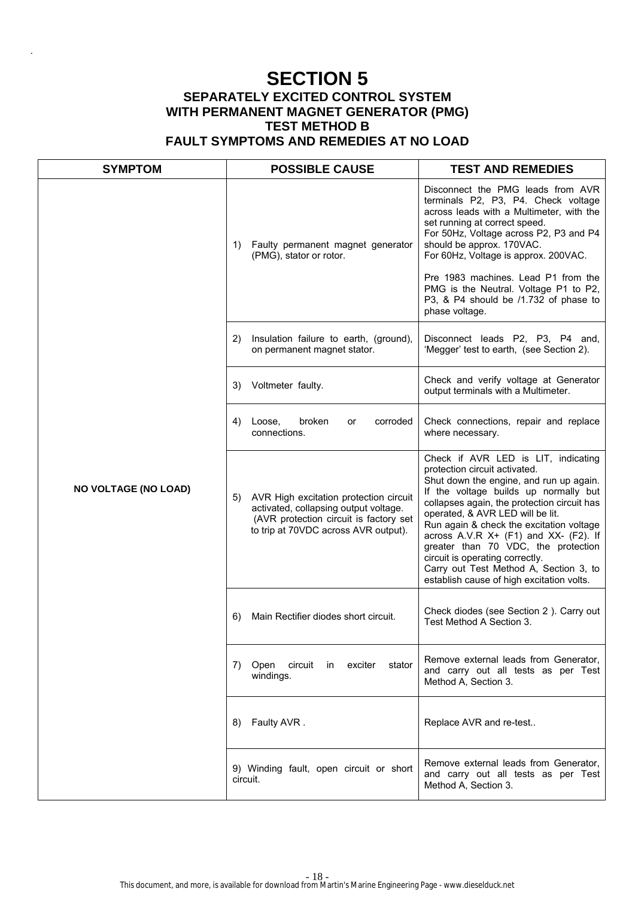# SECTION 5

## SEPARATELY EXCITED CONTROL SYSTEM WITH PERMANENT MAGNET GENERATOR (PMG) TEST METHOD B FAULT SYMPTOMS AND REMEDIES AT NO LOAD

| SYMPTOM | POSSIBLE CAUSE | TEST AND REMEDIES |
|---|---|---|
| NO VOLTAGE (NO LOAD) | 1) Faulty permanent magnet generator (PMG), stator or rotor. | Disconnect the PMG leads from AVR terminals P2, P3, P4. Check voltage across leads with a Multimeter, with the set running at correct speed.<br>For 50Hz, Voltage across P2, P3 and P4 should be approx. 170VAC.<br>For 60Hz, Voltage is approx. 200VAC.<br><br>Pre 1983 machines. Lead P1 from the PMG is the Neutral. Voltage P1 to P2, P3, & P4 should be /1.732 of phase to phase voltage. |
| | 2) Insulation failure to earth, (ground), on permanent magnet stator. | Disconnect leads P2, P3, P4 and, 'Megger' test to earth, (see Section 2). |
| | 3) Voltmeter faulty. | Check and verify voltage at Generator output terminals with a Multimeter. |
| | 4) Loose, broken or corroded connections. | Check connections, repair and replace where necessary. |
| | 5) AVR High excitation protection circuit activated, collapsing output voltage. (AVR protection circuit is factory set to trip at 70VDC across AVR output). | Check if AVR LED is LIT, indicating protection circuit activated.<br>Shut down the engine, and run up again. If the voltage builds up normally but collapses again, the protection circuit has operated, & AVR LED will be lit.<br>Run again & check the excitation voltage across A.V.R X+ (F1) and XX- (F2). If greater than 70 VDC, the protection circuit is operating correctly.<br>Carry out Test Method A, Section 3, to establish cause of high excitation volts. |
| | 6) Main Rectifier diodes short circuit. | Check diodes (see Section 2 ). Carry out Test Method A Section 3. |
| | 7) Open circuit in exciter stator windings. | Remove external leads from Generator, and carry out all tests as per Test Method A, Section 3. |
| | 8) Faulty AVR . | Replace AVR and re-test.. |
| | 9) Winding fault, open circuit or short circuit. | Remove external leads from Generator, and carry out all tests as per Test Method A, Section 3. |

This document, and more, is available for download from Martin's Marine Engineering Page - www.dieselduck.net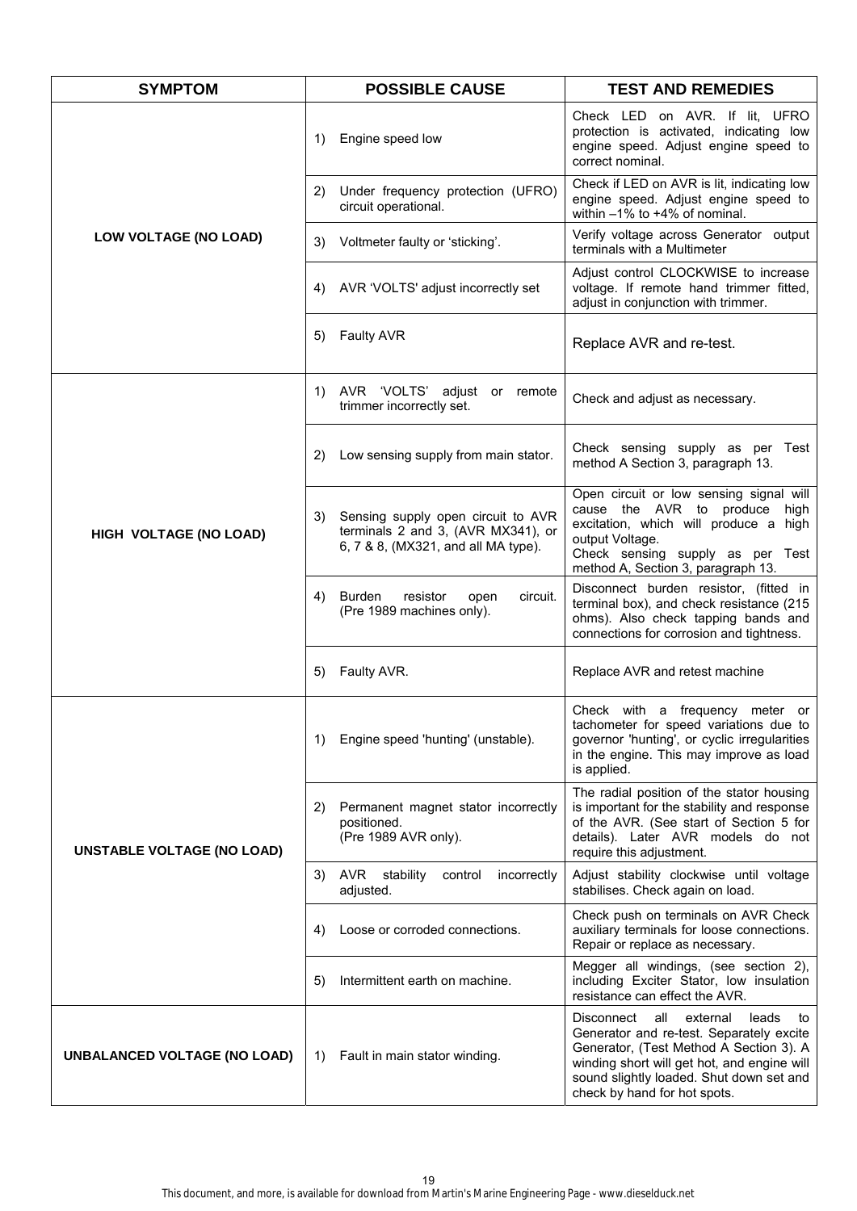| SYMPTOM | POSSIBLE CAUSE | TEST AND REMEDIES |
|---|---|---|
| LOW VOLTAGE (NO LOAD) | 1) Engine speed low | Check LED on AVR. If lit, UFRO protection is activated, indicating low engine speed. Adjust engine speed to correct nominal. |
| | 2) Under frequency protection (UFRO) circuit operational. | Check if LED on AVR is lit, indicating low engine speed. Adjust engine speed to within –1% to +4% of nominal. |
| | 3) Voltmeter faulty or 'sticking'. | Verify voltage across Generator output terminals with a Multimeter |
| | 4) AVR 'VOLTS' adjust incorrectly set | Adjust control CLOCKWISE to increase voltage. If remote hand trimmer fitted, adjust in conjunction with trimmer. |
| | 5) Faulty AVR | Replace AVR and re-test. |
| HIGH VOLTAGE (NO LOAD) | 1) AVR 'VOLTS' adjust or remote trimmer incorrectly set. | Check and adjust as necessary. |
| | 2) Low sensing supply from main stator. | Check sensing supply as per Test method A Section 3, paragraph 13. |
| | 3) Sensing supply open circuit to AVR terminals 2 and 3, (AVR MX341), or 6, 7 & 8, (MX321, and all MA type). | Open circuit or low sensing signal will cause the AVR to produce high excitation, which will produce a high output Voltage. Check sensing supply as per Test method A, Section 3, paragraph 13. |
| | 4) Burden resistor open circuit. (Pre 1989 machines only). | Disconnect burden resistor, (fitted in terminal box), and check resistance (215 ohms). Also check tapping bands and connections for corrosion and tightness. |
| | 5) Faulty AVR. | Replace AVR and retest machine |
| UNSTABLE VOLTAGE (NO LOAD) | 1) Engine speed 'hunting' (unstable). | Check with a frequency meter or tachometer for speed variations due to governor 'hunting', or cyclic irregularities in the engine. This may improve as load is applied. |
| | 2) Permanent magnet stator incorrectly positioned. (Pre 1989 AVR only). | The radial position of the stator housing is important for the stability and response of the AVR. (See start of Section 5 for details). Later AVR models do not require this adjustment. |
| | 3) AVR stability control incorrectly adjusted. | Adjust stability clockwise until voltage stabilises. Check again on load. |
| | 4) Loose or corroded connections. | Check push on terminals on AVR Check auxiliary terminals for loose connections. Repair or replace as necessary. |
| | 5) Intermittent earth on machine. | Megger all windings, (see section 2), including Exciter Stator, low insulation resistance can effect the AVR. |
| UNBALANCED VOLTAGE (NO LOAD) | 1) Fault in main stator winding. | Disconnect all external leads to Generator and re-test. Separately excite Generator, (Test Method A Section 3). A winding short will get hot, and engine will sound slightly loaded. Shut down set and check by hand for hot spots. |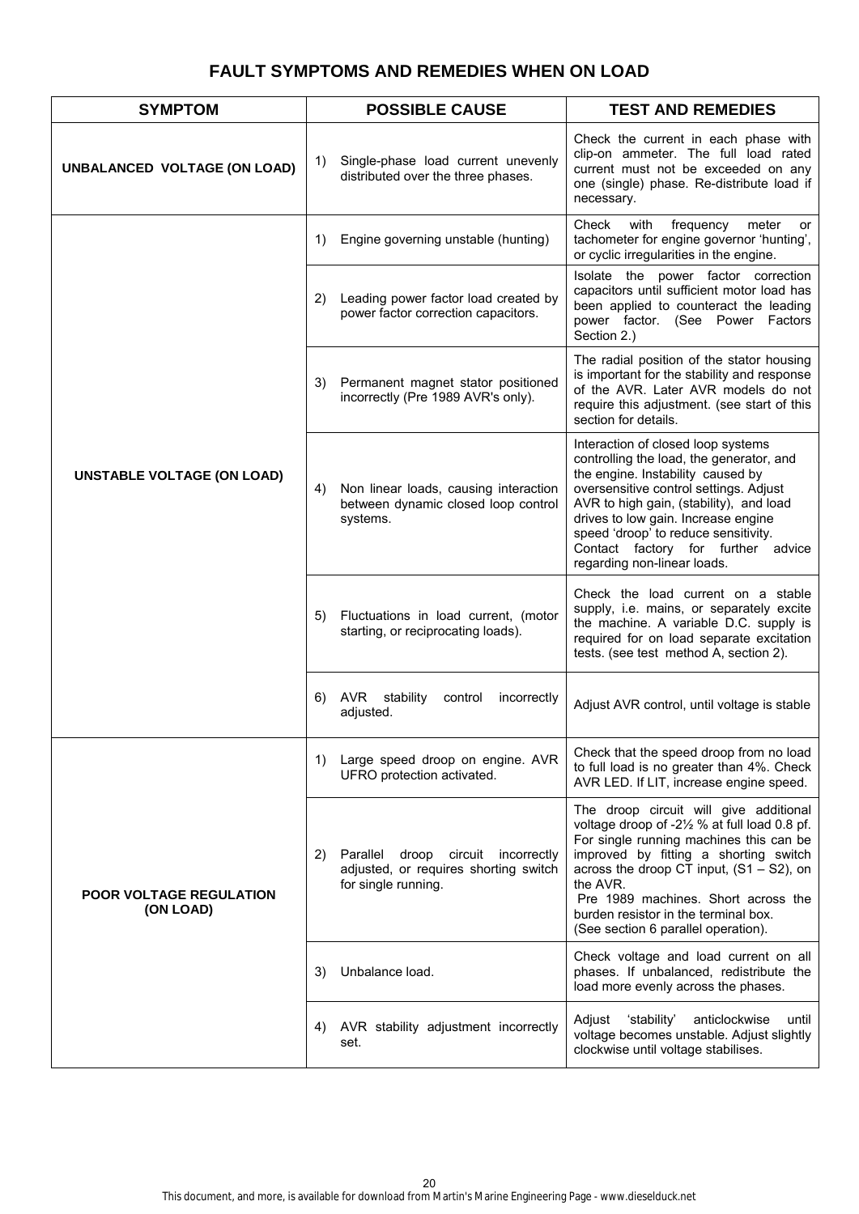## FAULT SYMPTOMS AND REMEDIES WHEN ON LOAD

| SYMPTOM | POSSIBLE CAUSE | TEST AND REMEDIES |
|---|---|---|
| **UNBALANCED VOLTAGE (ON LOAD)** | 1) Single-phase load current unevenly distributed over the three phases. | Check the current in each phase with clip-on ammeter. The full load rated current must not be exceeded on any one (single) phase. Re-distribute load if necessary. |
| **UNSTABLE VOLTAGE (ON LOAD)** | 1) Engine governing unstable (hunting) | Check with frequency meter or tachometer for engine governor 'hunting', or cyclic irregularities in the engine. |
| | 2) Leading power factor load created by power factor correction capacitors. | Isolate the power factor correction capacitors until sufficient motor load has been applied to counteract the leading power factor. (See Power Factors Section 2.) |
| | 3) Permanent magnet stator positioned incorrectly (Pre 1989 AVR's only). | The radial position of the stator housing is important for the stability and response of the AVR. Later AVR models do not require this adjustment. (see start of this section for details. |
| | 4) Non linear loads, causing interaction between dynamic closed loop control systems. | Interaction of closed loop systems controlling the load, the generator, and the engine. Instability caused by oversensitive control settings. Adjust AVR to high gain, (stability), and load drives to low gain. Increase engine speed 'droop' to reduce sensitivity. Contact factory for further advice regarding non-linear loads. |
| | 5) Fluctuations in load current, (motor starting, or reciprocating loads). | Check the load current on a stable supply, i.e. mains, or separately excite the machine. A variable D.C. supply is required for on load separate excitation tests. (see test method A, section 2). |
| | 6) AVR stability control incorrectly adjusted. | Adjust AVR control, until voltage is stable |
| **POOR VOLTAGE REGULATION (ON LOAD)** | 1) Large speed droop on engine. AVR UFRO protection activated. | Check that the speed droop from no load to full load is no greater than 4%. Check AVR LED. If LIT, increase engine speed. |
| | 2) Parallel droop circuit incorrectly adjusted, or requires shorting switch for single running. | The droop circuit will give additional voltage droop of -2½ % at full load 0.8 pf. For single running machines this can be improved by fitting a shorting switch across the droop CT input, (S1 – S2), on the AVR. Pre 1989 machines. Short across the burden resistor in the terminal box. (See section 6 parallel operation). |
| | 3) Unbalance load. | Check voltage and load current on all phases. If unbalanced, redistribute the load more evenly across the phases. |
| | 4) AVR stability adjustment incorrectly set. | Adjust 'stability' anticlockwise until voltage becomes unstable. Adjust slightly clockwise until voltage stabilises. |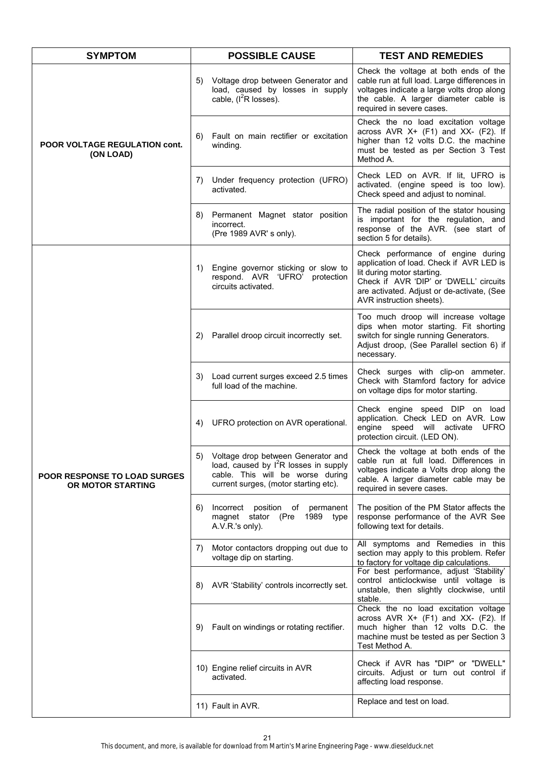| SYMPTOM | POSSIBLE CAUSE | TEST AND REMEDIES |
|---|---|---|
| POOR VOLTAGE REGULATION cont. (ON LOAD) | 5) Voltage drop between Generator and load, caused by losses in supply cable, ($I^2R$ losses). | Check the voltage at both ends of the cable run at full load. Large differences in voltages indicate a large volts drop along the cable. A larger diameter cable is required in severe cases. |
| | 6) Fault on main rectifier or excitation winding. | Check the no load excitation voltage across AVR X+ (F1) and XX- (F2). If higher than 12 volts D.C. the machine must be tested as per Section 3 Test Method A. |
| | 7) Under frequency protection (UFRO) activated. | Check LED on AVR. If lit, UFRO is activated. (engine speed is too low). Check speed and adjust to nominal. |
| | 8) Permanent Magnet stator position incorrect. (Pre 1989 AVR' s only). | The radial position of the stator housing is important for the regulation, and response of the AVR. (see start of section 5 for details). |
| POOR RESPONSE TO LOAD SURGES OR MOTOR STARTING | 1) Engine governor sticking or slow to respond. AVR 'UFRO' protection circuits activated. | Check performance of engine during application of load. Check if AVR LED is lit during motor starting. Check if AVR 'DIP' or 'DWELL' circuits are activated. Adjust or de-activate, (See AVR instruction sheets). |
| | 2) Parallel droop circuit incorrectly set. | Too much droop will increase voltage dips when motor starting. Fit shorting switch for single running Generators. Adjust droop, (See Parallel section 6) if necessary. |
| | 3) Load current surges exceed 2.5 times full load of the machine. | Check surges with clip-on ammeter. Check with Stamford factory for advice on voltage dips for motor starting. |
| | 4) UFRO protection on AVR operational. | Check engine speed DIP on load application. Check LED on AVR. Low engine speed will activate UFRO protection circuit. (LED ON). |
| | 5) Voltage drop between Generator and load, caused by $I^2R$ losses in supply cable. This will be worse during current surges, (motor starting etc). | Check the voltage at both ends of the cable run at full load. Differences in voltages indicate a Volts drop along the cable. A larger diameter cable may be required in severe cases. |
| | 6) Incorrect position of permanent magnet stator (Pre 1989 type A.V.R.'s only). | The position of the PM Stator affects the response performance of the AVR See following text for details. |
| | 7) Motor contactors dropping out due to voltage dip on starting. | All symptoms and Remedies in this section may apply to this problem. Refer to factory for voltage dip calculations. |
| | 8) AVR 'Stability' controls incorrectly set. | For best performance, adjust 'Stability' control anticlockwise until voltage is unstable, then slightly clockwise, until stable. |
| | 9) Fault on windings or rotating rectifier. | Check the no load excitation voltage across AVR X+ (F1) and XX- (F2). If much higher than 12 volts D.C. the machine must be tested as per Section 3 Test Method A. |
| | 10) Engine relief circuits in AVR activated. | Check if AVR has "DIP" or "DWELL" circuits. Adjust or turn out control if affecting load response. |
| | 11) Fault in AVR. | Replace and test on load. |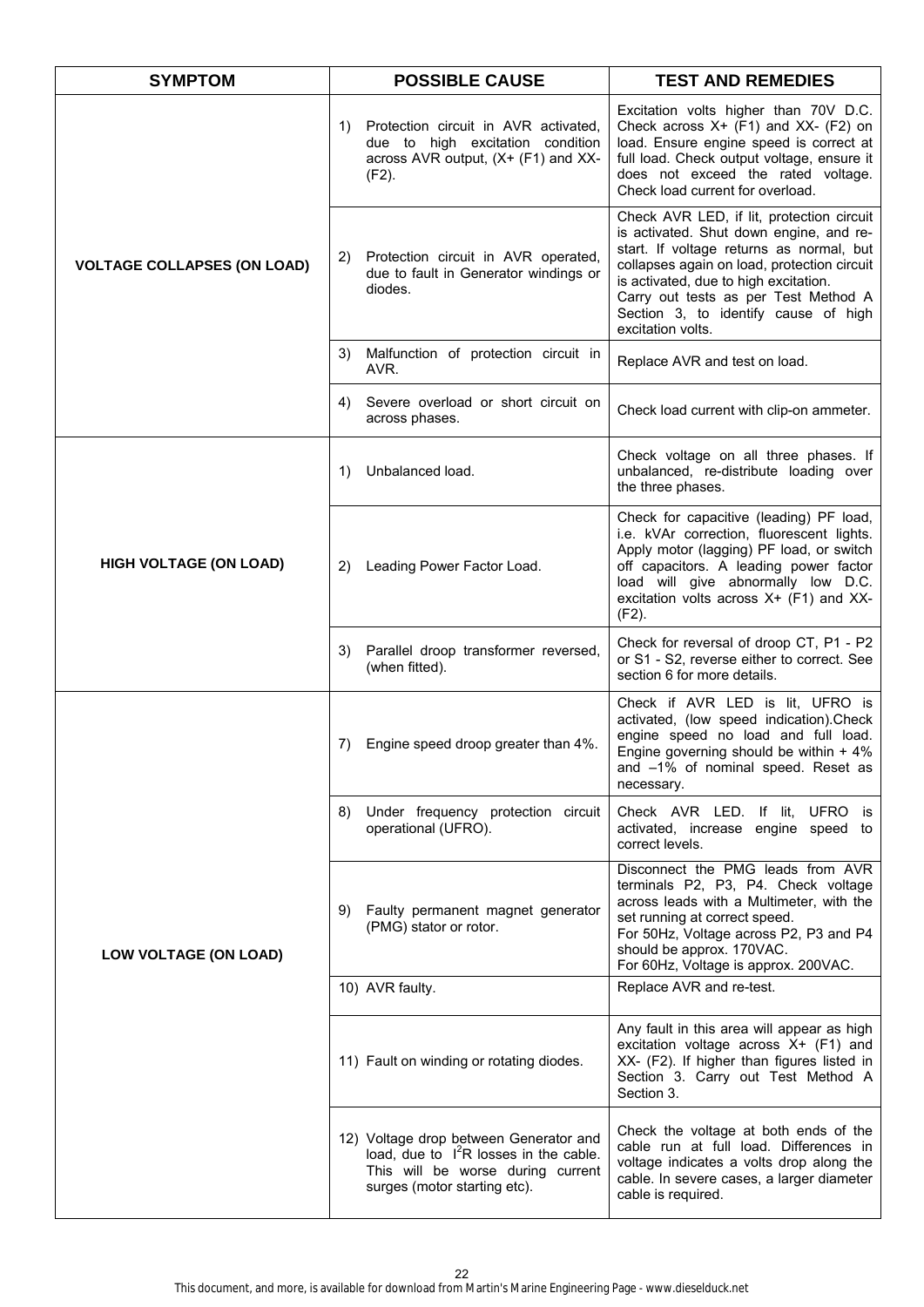| SYMPTOM | POSSIBLE CAUSE | TEST AND REMEDIES |
|---|---|---|
| **VOLTAGE COLLAPSES (ON LOAD)** | 1) Protection circuit in AVR activated, due to high excitation condition across AVR output, (X+ (F1) and XX- (F2). | Excitation volts higher than 70V D.C. Check across X+ (F1) and XX- (F2) on load. Ensure engine speed is correct at full load. Check output voltage, ensure it does not exceed the rated voltage. Check load current for overload. |
| | 2) Protection circuit in AVR operated, due to fault in Generator windings or diodes. | Check AVR LED, if lit, protection circuit is activated. Shut down engine, and re-start. If voltage returns as normal, but collapses again on load, protection circuit is activated, due to high excitation. Carry out tests as per Test Method A Section 3, to identify cause of high excitation volts. |
| | 3) Malfunction of protection circuit in AVR. | Replace AVR and test on load. |
| | 4) Severe overload or short circuit on across phases. | Check load current with clip-on ammeter. |
| **HIGH VOLTAGE (ON LOAD)** | 1) Unbalanced load. | Check voltage on all three phases. If unbalanced, re-distribute loading over the three phases. |
| | 2) Leading Power Factor Load. | Check for capacitive (leading) PF load, i.e. kVAr correction, fluorescent lights. Apply motor (lagging) PF load, or switch off capacitors. A leading power factor load will give abnormally low D.C. excitation volts across X+ (F1) and XX- (F2). |
| | 3) Parallel droop transformer reversed, (when fitted). | Check for reversal of droop CT, P1 - P2 or S1 - S2, reverse either to correct. See section 6 for more details. |
| **LOW VOLTAGE (ON LOAD)** | 7) Engine speed droop greater than 4%. | Check if AVR LED is lit, UFRO is activated, (low speed indication).Check engine speed no load and full load. Engine governing should be within + 4% and –1% of nominal speed. Reset as necessary. |
| | 8) Under frequency protection circuit operational (UFRO). | Check AVR LED. If lit, UFRO is activated, increase engine speed to correct levels. |
| | 9) Faulty permanent magnet generator (PMG) stator or rotor. | Disconnect the PMG leads from AVR terminals P2, P3, P4. Check voltage across leads with a Multimeter, with the set running at correct speed. For 50Hz, Voltage across P2, P3 and P4 should be approx. 170VAC. For 60Hz, Voltage is approx. 200VAC. |
| | 10) AVR faulty. | Replace AVR and re-test. |
| | 11) Fault on winding or rotating diodes. | Any fault in this area will appear as high excitation voltage across X+ (F1) and XX- (F2). If higher than figures listed in Section 3. Carry out Test Method A Section 3. |
| | 12) Voltage drop between Generator and load, due to $I^2R$ losses in the cable. This will be worse during current surges (motor starting etc). | Check the voltage at both ends of the cable run at full load. Differences in voltage indicates a volts drop along the cable. In severe cases, a larger diameter cable is required. |

This document, and more, is available for download from Martin's Marine Engineering Page - www.dieselduck.net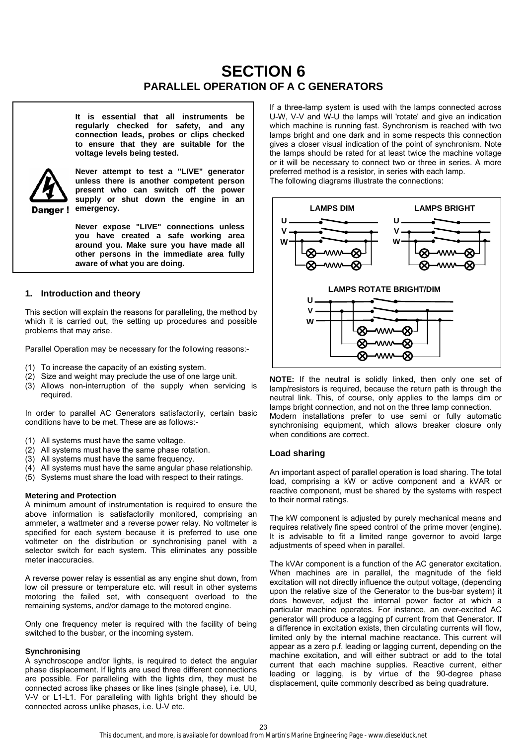# SECTION 6
## PARALLEL OPERATION OF A C GENERATORS

**Danger !**

**It is essential that all instruments be regularly checked for safety, and any connection leads, probes or clips checked to ensure that they are suitable for the voltage levels being tested.**

**Never attempt to test a "LIVE" generator unless there is another competent person present who can switch off the power supply or shut down the engine in an emergency.**

**Never expose "LIVE" connections unless you have created a safe working area around you. Make sure you have made all other persons in the immediate area fully aware of what you are doing.**

### 1. Introduction and theory

This section will explain the reasons for paralleling, the method by which it is carried out, the setting up procedures and possible problems that may arise.

Parallel Operation may be necessary for the following reasons:-

(1) To increase the capacity of an existing system.
(2) Size and weight may preclude the use of one large unit.
(3) Allows non-interruption of the supply when servicing is required.

In order to parallel AC Generators satisfactorily, certain basic conditions have to be met. These are as follows:-

(1) All systems must have the same voltage.
(2) All systems must have the same phase rotation.
(3) All systems must have the same frequency.
(4) All systems must have the same angular phase relationship.
(5) Systems must share the load with respect to their ratings.

**Metering and Protection**

A minimum amount of instrumentation is required to ensure the above information is satisfactorily monitored, comprising an ammeter, a wattmeter and a reverse power relay. No voltmeter is specified for each system because it is preferred to use one voltmeter on the distribution or synchronising panel with a selector switch for each system. This eliminates any possible meter inaccuracies.

A reverse power relay is essential as any engine shut down, from low oil pressure or temperature etc. will result in other systems motoring the failed set, with consequent overload to the remaining systems, and/or damage to the motored engine.

Only one frequency meter is required with the facility of being switched to the busbar, or the incoming system.

**Synchronising**

A synchroscope and/or lights, is required to detect the angular phase displacement. If lights are used three different connections are possible. For paralleling with the lights dim, they must be connected across like phases or like lines (single phase), i.e. UU, V-V or L1-L1. For paralleling with lights bright they should be connected across unlike phases, i.e. U-V etc.

If a three-lamp system is used with the lamps connected across U-W, V-V and W-U the lamps will 'rotate' and give an indication which machine is running fast. Synchronism is reached with two lamps bright and one dark and in some respects this connection gives a closer visual indication of the point of synchronism. Note the lamps should be rated for at least twice the machine voltage or it will be necessary to connect two or three in series. A more preferred method is a resistor, in series with each lamp.

The following diagrams illustrate the connections:

LAMPS DIM — LAMPS BRIGHT — LAMPS ROTATE BRIGHT/DIM

**NOTE:** If the neutral is solidly linked, then only one set of lamp/resistors is required, because the return path is through the neutral link. This, of course, only applies to the lamps dim or lamps bright connection, and not on the three lamp connection.

Modern installations prefer to use semi or fully automatic synchronising equipment, which allows breaker closure only when conditions are correct.

### Load sharing

An important aspect of parallel operation is load sharing. The total load, comprising a kW or active component and a kVAR or reactive component, must be shared by the systems with respect to their normal ratings.

The kW component is adjusted by purely mechanical means and requires relatively fine speed control of the prime mover (engine). It is advisable to fit a limited range governor to avoid large adjustments of speed when in parallel.

The kVAr component is a function of the AC generator excitation. When machines are in parallel, the magnitude of the field excitation will not directly influence the output voltage, (depending upon the relative size of the Generator to the bus-bar system) it does however, adjust the internal power factor at which a particular machine operates. For instance, an over-excited AC generator will produce a lagging pf of current from that Generator. If a difference in excitation exists, then circulating currents will flow, limited only by the internal machine reactance. This current will appear as a zero p.f. leading or lagging current, depending on the machine excitation, and will either subtract or add to the total current that each machine supplies. Reactive current, either leading or lagging, is by virtue of the 90-degree phase displacement, quite commonly described as being quadrature.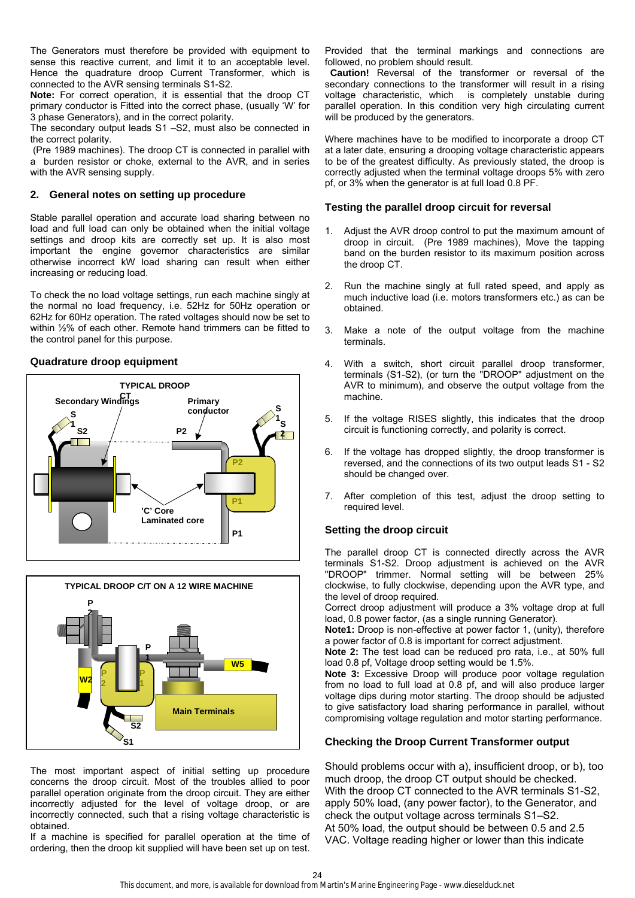The Generators must therefore be provided with equipment to sense this reactive current, and limit it to an acceptable level. Hence the quadrature droop Current Transformer, which is connected to the AVR sensing terminals S1-S2.

**Note:** For correct operation, it is essential that the droop CT primary conductor is Fitted into the correct phase, (usually 'W' for 3 phase Generators), and in the correct polarity.

The secondary output leads S1 –S2, must also be connected in the correct polarity.

(Pre 1989 machines). The droop CT is connected in parallel with a burden resistor or choke, external to the AVR, and in series with the AVR sensing supply.

## 2. General notes on setting up procedure

Stable parallel operation and accurate load sharing between no load and full load can only be obtained when the initial voltage settings and droop kits are correctly set up. It is also most important the engine governor characteristics are similar otherwise incorrect kW load sharing can result when either increasing or reducing load.

To check the no load voltage settings, run each machine singly at the normal no load frequency, i.e. 52Hz for 50Hz operation or 62Hz for 60Hz operation. The rated voltages should now be set to within ½% of each other. Remote hand trimmers can be fitted to the control panel for this purpose.

### Quadrature droop equipment

TYPICAL DROOP CT

Secondary Windings — Primary conductor — S1 — S2 — P2 — P1 — 'C' Core Laminated core

TYPICAL DROOP C/T ON A 12 WIRE MACHINE

P2 — P1 — W2 — W5 — Main Terminals — S2 — S1

The most important aspect of initial setting up procedure concerns the droop circuit. Most of the troubles allied to poor parallel operation originate from the droop circuit. They are either incorrectly adjusted for the level of voltage droop, or are incorrectly connected, such that a rising voltage characteristic is obtained.

If a machine is specified for parallel operation at the time of ordering, then the droop kit supplied will have been set up on test. Provided that the terminal markings and connections are followed, no problem should result.

**Caution!** Reversal of the transformer or reversal of the secondary connections to the transformer will result in a rising voltage characteristic, which is completely unstable during parallel operation. In this condition very high circulating current will be produced by the generators.

Where machines have to be modified to incorporate a droop CT at a later date, ensuring a drooping voltage characteristic appears to be of the greatest difficulty. As previously stated, the droop is correctly adjusted when the terminal voltage droops 5% with zero pf, or 3% when the generator is at full load 0.8 PF.

### Testing the parallel droop circuit for reversal

1. Adjust the AVR droop control to put the maximum amount of droop in circuit. (Pre 1989 machines), Move the tapping band on the burden resistor to its maximum position across the droop CT.
2. Run the machine singly at full rated speed, and apply as much inductive load (i.e. motors transformers etc.) as can be obtained.
3. Make a note of the output voltage from the machine terminals.
4. With a switch, short circuit parallel droop transformer, terminals (S1-S2), (or turn the "DROOP" adjustment on the AVR to minimum), and observe the output voltage from the machine.
5. If the voltage RISES slightly, this indicates that the droop circuit is functioning correctly, and polarity is correct.
6. If the voltage has dropped slightly, the droop transformer is reversed, and the connections of its two output leads S1 - S2 should be changed over.
7. After completion of this test, adjust the droop setting to required level.

### Setting the droop circuit

The parallel droop CT is connected directly across the AVR terminals S1-S2. Droop adjustment is achieved on the AVR "DROOP" trimmer. Normal setting will be between 25% clockwise, to fully clockwise, depending upon the AVR type, and the level of droop required.

Correct droop adjustment will produce a 3% voltage drop at full load, 0.8 power factor, (as a single running Generator).

**Note1:** Droop is non-effective at power factor 1, (unity), therefore a power factor of 0.8 is important for correct adjustment.

**Note 2:** The test load can be reduced pro rata, i.e., at 50% full load 0.8 pf, Voltage droop setting would be 1.5%.

**Note 3:** Excessive Droop will produce poor voltage regulation from no load to full load at 0.8 pf, and will also produce larger voltage dips during motor starting. The droop should be adjusted to give satisfactory load sharing performance in parallel, without compromising voltage regulation and motor starting performance.

### Checking the Droop Current Transformer output

Should problems occur with a), insufficient droop, or b), too much droop, the droop CT output should be checked.

With the droop CT connected to the AVR terminals S1-S2, apply 50% load, (any power factor), to the Generator, and check the output voltage across terminals S1–S2.

At 50% load, the output should be between 0.5 and 2.5 VAC. Voltage reading higher or lower than this indicate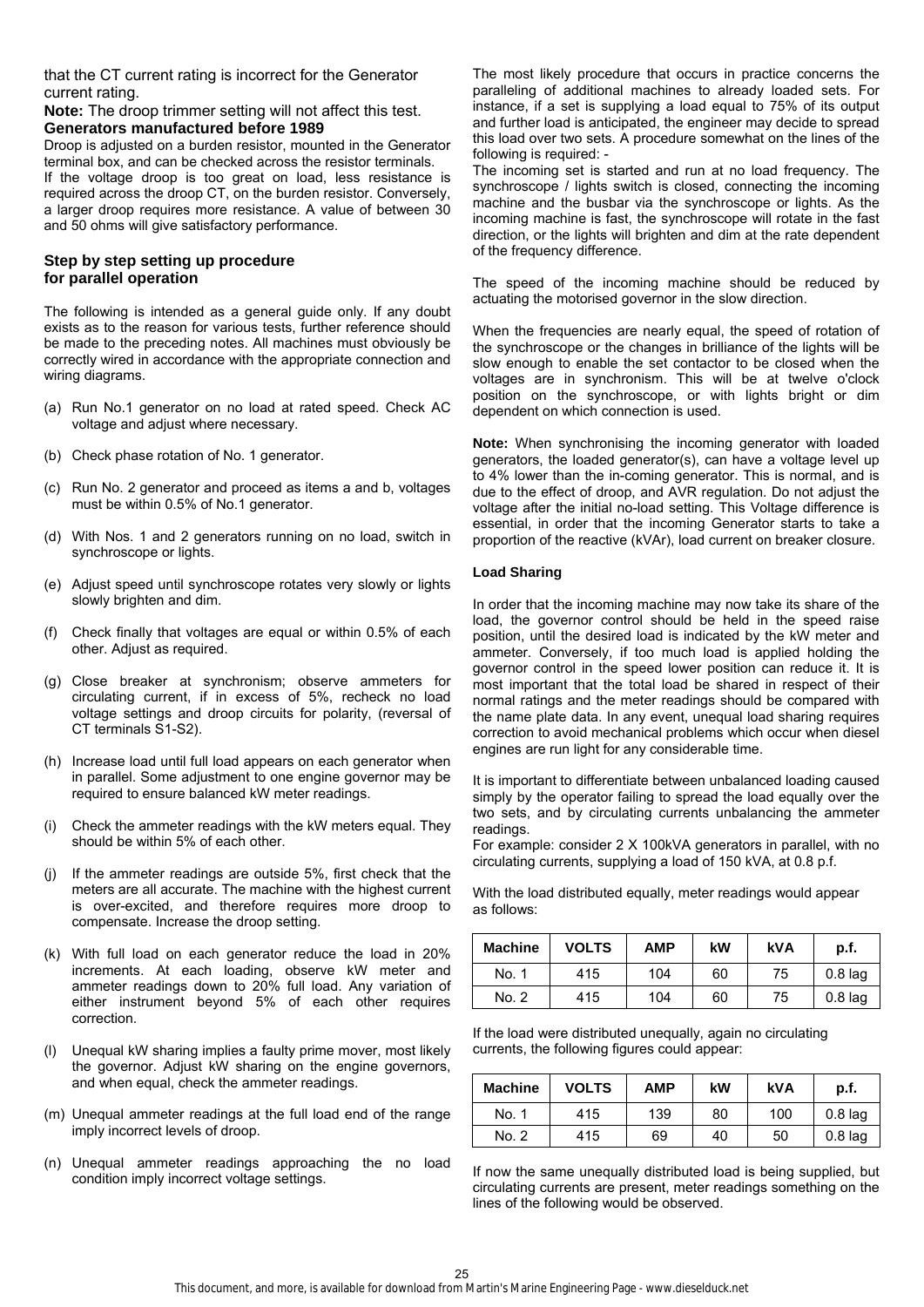that the CT current rating is incorrect for the Generator current rating.

**Note:** The droop trimmer setting will not affect this test.

**Generators manufactured before 1989**

Droop is adjusted on a burden resistor, mounted in the Generator terminal box, and can be checked across the resistor terminals.

If the voltage droop is too great on load, less resistance is required across the droop CT, on the burden resistor. Conversely, a larger droop requires more resistance. A value of between 30 and 50 ohms will give satisfactory performance.

### Step by step setting up procedure for parallel operation

The following is intended as a general guide only. If any doubt exists as to the reason for various tests, further reference should be made to the preceding notes. All machines must obviously be correctly wired in accordance with the appropriate connection and wiring diagrams.

(a) Run No.1 generator on no load at rated speed. Check AC voltage and adjust where necessary.

(b) Check phase rotation of No. 1 generator.

(c) Run No. 2 generator and proceed as items a and b, voltages must be within 0.5% of No.1 generator.

(d) With Nos. 1 and 2 generators running on no load, switch in synchroscope or lights.

(e) Adjust speed until synchroscope rotates very slowly or lights slowly brighten and dim.

(f) Check finally that voltages are equal or within 0.5% of each other. Adjust as required.

(g) Close breaker at synchronism; observe ammeters for circulating current, if in excess of 5%, recheck no load voltage settings and droop circuits for polarity, (reversal of CT terminals S1-S2).

(h) Increase load until full load appears on each generator when in parallel. Some adjustment to one engine governor may be required to ensure balanced kW meter readings.

(i) Check the ammeter readings with the kW meters equal. They should be within 5% of each other.

(j) If the ammeter readings are outside 5%, first check that the meters are all accurate. The machine with the highest current is over-excited, and therefore requires more droop to compensate. Increase the droop setting.

(k) With full load on each generator reduce the load in 20% increments. At each loading, observe kW meter and ammeter readings down to 20% full load. Any variation of either instrument beyond 5% of each other requires correction.

(l) Unequal kW sharing implies a faulty prime mover, most likely the governor. Adjust kW sharing on the engine governors, and when equal, check the ammeter readings.

(m) Unequal ammeter readings at the full load end of the range imply incorrect levels of droop.

(n) Unequal ammeter readings approaching the no load condition imply incorrect voltage settings.

The most likely procedure that occurs in practice concerns the paralleling of additional machines to already loaded sets. For instance, if a set is supplying a load equal to 75% of its output and further load is anticipated, the engineer may decide to spread this load over two sets. A procedure somewhat on the lines of the following is required: -

The incoming set is started and run at no load frequency. The synchroscope / lights switch is closed, connecting the incoming machine and the busbar via the synchroscope or lights. As the incoming machine is fast, the synchroscope will rotate in the fast direction, or the lights will brighten and dim at the rate dependent of the frequency difference.

The speed of the incoming machine should be reduced by actuating the motorised governor in the slow direction.

When the frequencies are nearly equal, the speed of rotation of the synchroscope or the changes in brilliance of the lights will be slow enough to enable the set contactor to be closed when the voltages are in synchronism. This will be at twelve o'clock position on the synchroscope, or with lights bright or dim dependent on which connection is used.

**Note:** When synchronising the incoming generator with loaded generators, the loaded generator(s), can have a voltage level up to 4% lower than the in-coming generator. This is normal, and is due to the effect of droop, and AVR regulation. Do not adjust the voltage after the initial no-load setting. This Voltage difference is essential, in order that the incoming Generator starts to take a proportion of the reactive (kVAr), load current on breaker closure.

#### Load Sharing

In order that the incoming machine may now take its share of the load, the governor control should be held in the speed raise position, until the desired load is indicated by the kW meter and ammeter. Conversely, if too much load is applied holding the governor control in the speed lower position can reduce it. It is most important that the total load be shared in respect of their normal ratings and the meter readings should be compared with the name plate data. In any event, unequal load sharing requires correction to avoid mechanical problems which occur when diesel engines are run light for any considerable time.

It is important to differentiate between unbalanced loading caused simply by the operator failing to spread the load equally over the two sets, and by circulating currents unbalancing the ammeter readings.

For example: consider 2 X 100kVA generators in parallel, with no circulating currents, supplying a load of 150 kVA, at 0.8 p.f.

With the load distributed equally, meter readings would appear as follows:

| Machine | VOLTS | AMP | kW | kVA | p.f. |
|---|---|---|---|---|---|
| No. 1 | 415 | 104 | 60 | 75 | 0.8 lag |
| No. 2 | 415 | 104 | 60 | 75 | 0.8 lag |

If the load were distributed unequally, again no circulating currents, the following figures could appear:

| Machine | VOLTS | AMP | kW | kVA | p.f. |
|---|---|---|---|---|---|
| No. 1 | 415 | 139 | 80 | 100 | 0.8 lag |
| No. 2 | 415 | 69 | 40 | 50 | 0.8 lag |

If now the same unequally distributed load is being supplied, but circulating currents are present, meter readings something on the lines of the following would be observed.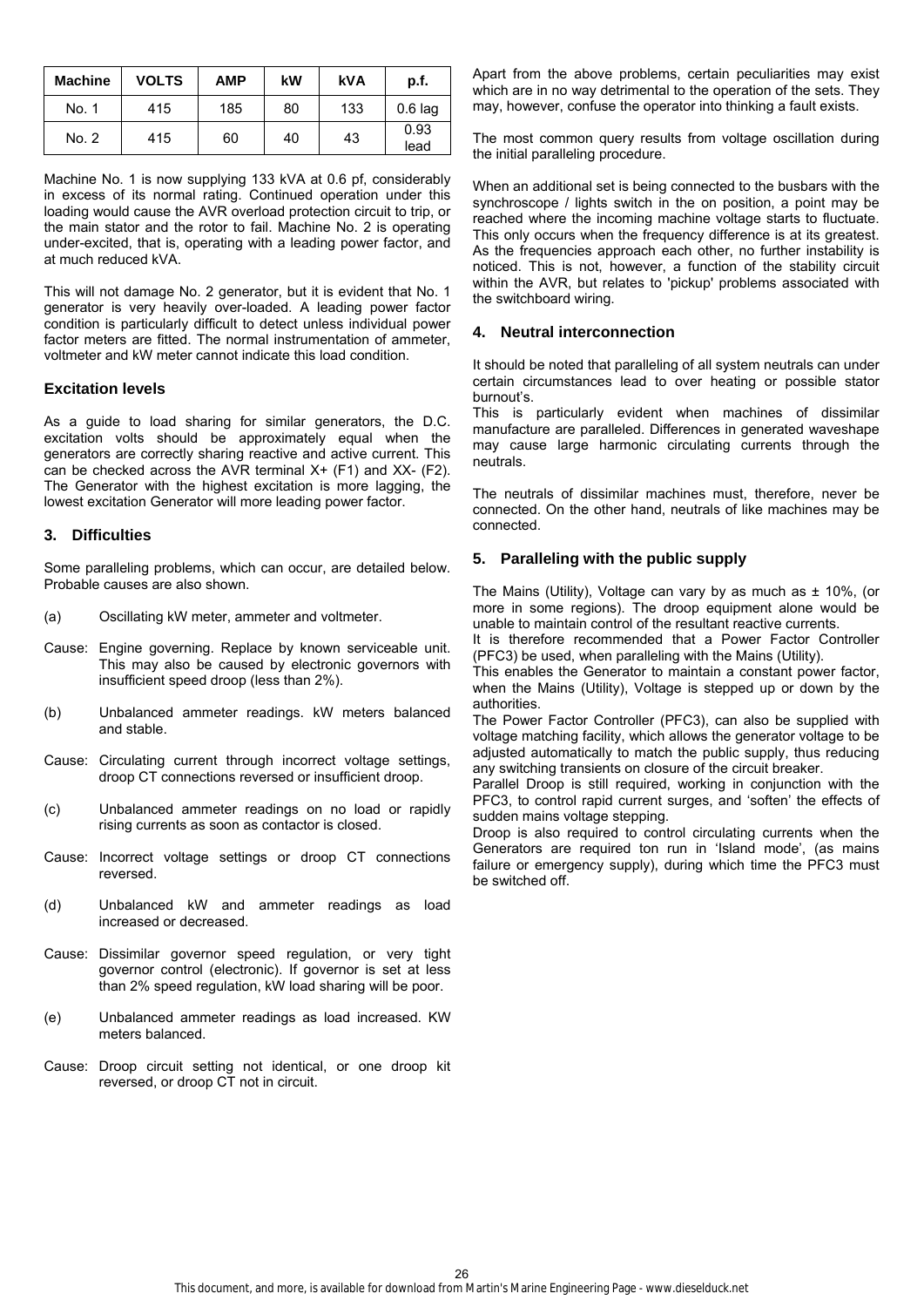| Machine | VOLTS | AMP | kW | kVA | p.f. |
|---|---|---|---|---|---|
| No. 1 | 415 | 185 | 80 | 133 | 0.6 lag |
| No. 2 | 415 | 60 | 40 | 43 | 0.93 lead |

Machine No. 1 is now supplying 133 kVA at 0.6 pf, considerably in excess of its normal rating. Continued operation under this loading would cause the AVR overload protection circuit to trip, or the main stator and the rotor to fail. Machine No. 2 is operating under-excited, that is, operating with a leading power factor, and at much reduced kVA.

This will not damage No. 2 generator, but it is evident that No. 1 generator is very heavily over-loaded. A leading power factor condition is particularly difficult to detect unless individual power factor meters are fitted. The normal instrumentation of ammeter, voltmeter and kW meter cannot indicate this load condition.

### Excitation levels

As a guide to load sharing for similar generators, the D.C. excitation volts should be approximately equal when the generators are correctly sharing reactive and active current. This can be checked across the AVR terminal X+ (F1) and XX- (F2). The Generator with the highest excitation is more lagging, the lowest excitation Generator will more leading power factor.

### 3. Difficulties

Some paralleling problems, which can occur, are detailed below. Probable causes are also shown.

(a) Oscillating kW meter, ammeter and voltmeter.

Cause: Engine governing. Replace by known serviceable unit. This may also be caused by electronic governors with insufficient speed droop (less than 2%).

(b) Unbalanced ammeter readings. kW meters balanced and stable.

Cause: Circulating current through incorrect voltage settings, droop CT connections reversed or insufficient droop.

(c) Unbalanced ammeter readings on no load or rapidly rising currents as soon as contactor is closed.

Cause: Incorrect voltage settings or droop CT connections reversed.

(d) Unbalanced kW and ammeter readings as load increased or decreased.

Cause: Dissimilar governor speed regulation, or very tight governor control (electronic). If governor is set at less than 2% speed regulation, kW load sharing will be poor.

(e) Unbalanced ammeter readings as load increased. KW meters balanced.

Cause: Droop circuit setting not identical, or one droop kit reversed, or droop CT not in circuit.

Apart from the above problems, certain peculiarities may exist which are in no way detrimental to the operation of the sets. They may, however, confuse the operator into thinking a fault exists.

The most common query results from voltage oscillation during the initial paralleling procedure.

When an additional set is being connected to the busbars with the synchroscope / lights switch in the on position, a point may be reached where the incoming machine voltage starts to fluctuate. This only occurs when the frequency difference is at its greatest. As the frequencies approach each other, no further instability is noticed. This is not, however, a function of the stability circuit within the AVR, but relates to 'pickup' problems associated with the switchboard wiring.

### 4. Neutral interconnection

It should be noted that paralleling of all system neutrals can under certain circumstances lead to over heating or possible stator burnout's.

This is particularly evident when machines of dissimilar manufacture are paralleled. Differences in generated waveshape may cause large harmonic circulating currents through the neutrals.

The neutrals of dissimilar machines must, therefore, never be connected. On the other hand, neutrals of like machines may be connected.

### 5. Paralleling with the public supply

The Mains (Utility), Voltage can vary by as much as ± 10%, (or more in some regions). The droop equipment alone would be unable to maintain control of the resultant reactive currents.

It is therefore recommended that a Power Factor Controller (PFC3) be used, when paralleling with the Mains (Utility).

This enables the Generator to maintain a constant power factor, when the Mains (Utility), Voltage is stepped up or down by the authorities.

The Power Factor Controller (PFC3), can also be supplied with voltage matching facility, which allows the generator voltage to be adjusted automatically to match the public supply, thus reducing any switching transients on closure of the circuit breaker.

Parallel Droop is still required, working in conjunction with the PFC3, to control rapid current surges, and 'soften' the effects of sudden mains voltage stepping.

Droop is also required to control circulating currents when the Generators are required ton run in 'Island mode', (as mains failure or emergency supply), during which time the PFC3 must be switched off.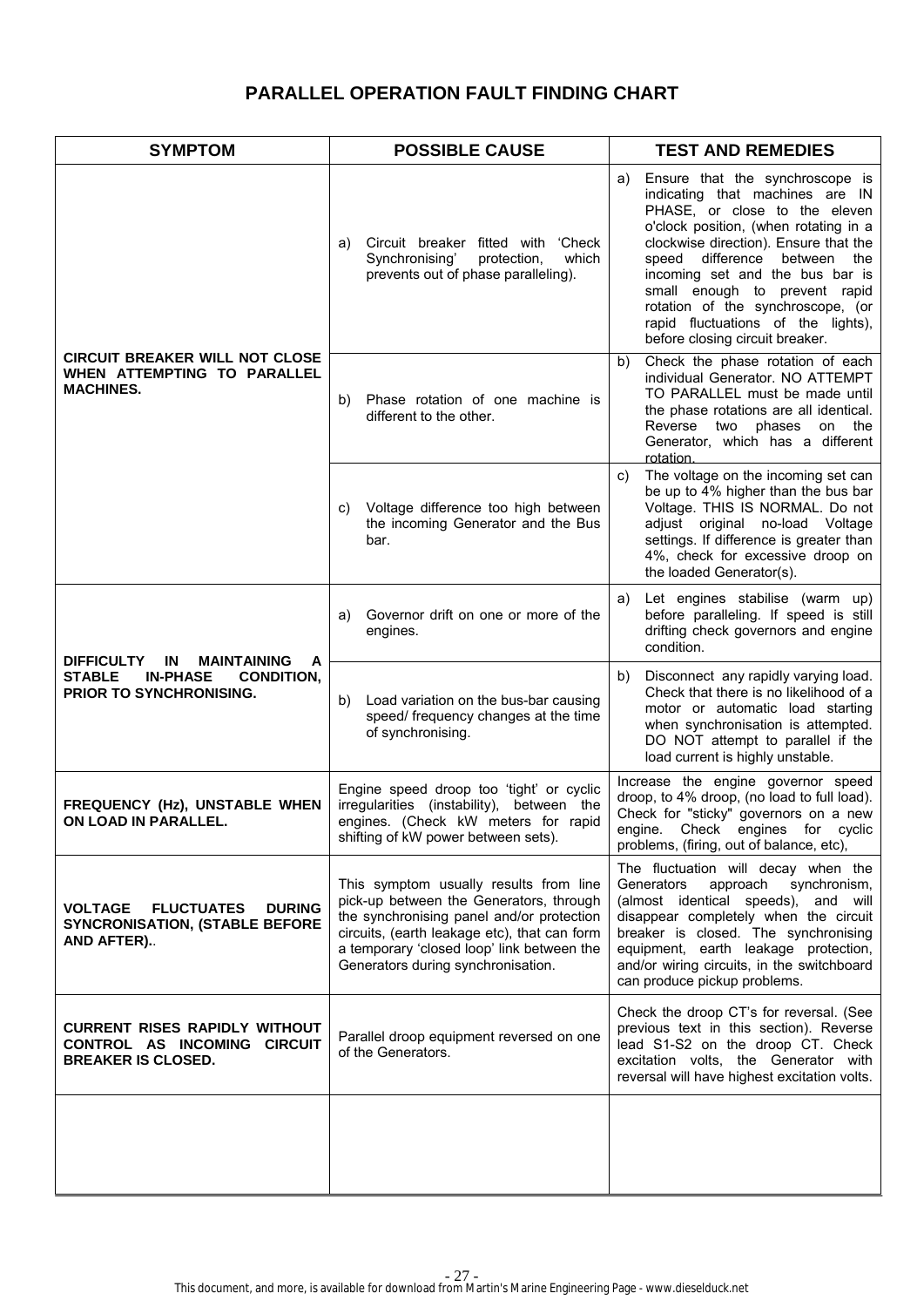## PARALLEL OPERATION FAULT FINDING CHART

| SYMPTOM | POSSIBLE CAUSE | TEST AND REMEDIES |
|---|---|---|
| **CIRCUIT BREAKER WILL NOT CLOSE WHEN ATTEMPTING TO PARALLEL MACHINES.** | a) Circuit breaker fitted with 'Check Synchronising' protection, which prevents out of phase paralleling). | a) Ensure that the synchroscope is indicating that machines are IN PHASE, or close to the eleven o'clock position, (when rotating in a clockwise direction). Ensure that the speed difference between the incoming set and the bus bar is small enough to prevent rapid rotation of the synchroscope, (or rapid fluctuations of the lights), before closing circuit breaker. |
| | b) Phase rotation of one machine is different to the other. | b) Check the phase rotation of each individual Generator. NO ATTEMPT TO PARALLEL must be made until the phase rotations are all identical. Reverse two phases on the Generator, which has a different rotation. |
| | c) Voltage difference too high between the incoming Generator and the Bus bar. | c) The voltage on the incoming set can be up to 4% higher than the bus bar Voltage. THIS IS NORMAL. Do not adjust original no-load Voltage settings. If difference is greater than 4%, check for excessive droop on the loaded Generator(s). |
| **DIFFICULTY IN MAINTAINING A STABLE IN-PHASE CONDITION, PRIOR TO SYNCHRONISING.** | a) Governor drift on one or more of the engines. | a) Let engines stabilise (warm up) before paralleling. If speed is still drifting check governors and engine condition. |
| | b) Load variation on the bus-bar causing speed/ frequency changes at the time of synchronising. | b) Disconnect any rapidly varying load. Check that there is no likelihood of a motor or automatic load starting when synchronisation is attempted. DO NOT attempt to parallel if the load current is highly unstable. |
| **FREQUENCY (Hz), UNSTABLE WHEN ON LOAD IN PARALLEL.** | Engine speed droop too 'tight' or cyclic irregularities (instability), between the engines. (Check kW meters for rapid shifting of kW power between sets). | Increase the engine governor speed droop, to 4% droop, (no load to full load). Check for "sticky" governors on a new engine. Check engines for cyclic problems, (firing, out of balance, etc), |
| **VOLTAGE FLUCTUATES DURING SYNCRONISATION, (STABLE BEFORE AND AFTER)..** | This symptom usually results from line pick-up between the Generators, through the synchronising panel and/or protection circuits, (earth leakage etc), that can form a temporary 'closed loop' link between the Generators during synchronisation. | The fluctuation will decay when the Generators approach synchronism, (almost identical speeds), and will disappear completely when the circuit breaker is closed. The synchronising equipment, earth leakage protection, and/or wiring circuits, in the switchboard can produce pickup problems. |
| **CURRENT RISES RAPIDLY WITHOUT CONTROL AS INCOMING CIRCUIT BREAKER IS CLOSED.** | Parallel droop equipment reversed on one of the Generators. | Check the droop CT's for reversal. (See previous text in this section). Reverse lead S1-S2 on the droop CT. Check excitation volts, the Generator with reversal will have highest excitation volts. |
| | | |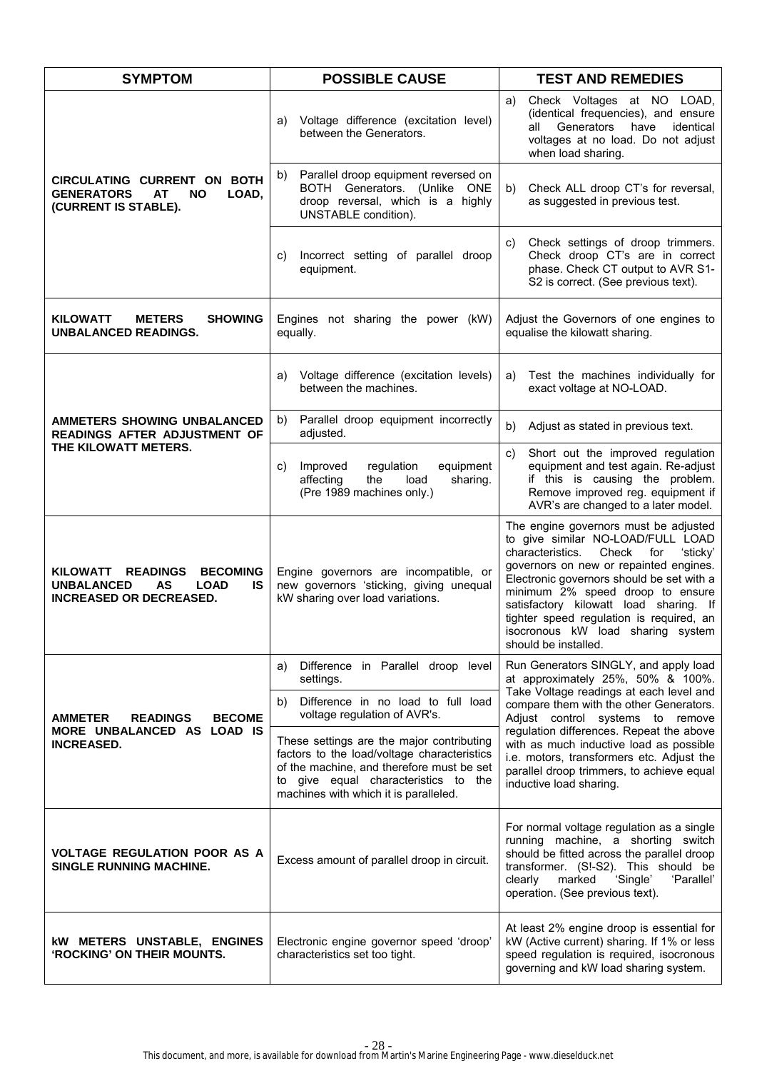| SYMPTOM | POSSIBLE CAUSE | TEST AND REMEDIES |
|---|---|---|
| **CIRCULATING CURRENT ON BOTH GENERATORS AT NO LOAD, (CURRENT IS STABLE).** | a) Voltage difference (excitation level) between the Generators. | a) Check Voltages at NO LOAD, (identical frequencies), and ensure all Generators have identical voltages at no load. Do not adjust when load sharing. |
| | b) Parallel droop equipment reversed on BOTH Generators. (Unlike ONE droop reversal, which is a highly UNSTABLE condition). | b) Check ALL droop CT's for reversal, as suggested in previous test. |
| | c) Incorrect setting of parallel droop equipment. | c) Check settings of droop trimmers. Check droop CT's are in correct phase. Check CT output to AVR S1-S2 is correct. (See previous text). |
| **KILOWATT METERS SHOWING UNBALANCED READINGS.** | Engines not sharing the power (kW) equally. | Adjust the Governors of one engines to equalise the kilowatt sharing. |
| **AMMETERS SHOWING UNBALANCED READINGS AFTER ADJUSTMENT OF THE KILOWATT METERS.** | a) Voltage difference (excitation levels) between the machines. | a) Test the machines individually for exact voltage at NO-LOAD. |
| | b) Parallel droop equipment incorrectly adjusted. | b) Adjust as stated in previous text. |
| | c) Improved regulation equipment affecting the load sharing. (Pre 1989 machines only.) | c) Short out the improved regulation equipment and test again. Re-adjust if this is causing the problem. Remove improved reg. equipment if AVR's are changed to a later model. |
| **KILOWATT READINGS BECOMING UNBALANCED AS LOAD IS INCREASED OR DECREASED.** | Engine governors are incompatible, or new governors 'sticking, giving unequal kW sharing over load variations. | The engine governors must be adjusted to give similar NO-LOAD/FULL LOAD characteristics. Check for 'sticky' governors on new or repainted engines. Electronic governors should be set with a minimum 2% speed droop to ensure satisfactory kilowatt load sharing. If tighter speed regulation is required, an isocronous kW load sharing system should be installed. |
| **AMMETER READINGS BECOME MORE UNBALANCED AS LOAD IS INCREASED.** | a) Difference in Parallel droop level settings. | Run Generators SINGLY, and apply load at approximately 25%, 50% & 100%. Take Voltage readings at each level and compare them with the other Generators. Adjust control systems to remove regulation differences. Repeat the above with as much inductive load as possible i.e. motors, transformers etc. Adjust the parallel droop trimmers, to achieve equal inductive load sharing. |
| | b) Difference in no load to full load voltage regulation of AVR's. | |
| | These settings are the major contributing factors to the load/voltage characteristics of the machine, and therefore must be set to give equal characteristics to the machines with which it is paralleled. | |
| **VOLTAGE REGULATION POOR AS A SINGLE RUNNING MACHINE.** | Excess amount of parallel droop in circuit. | For normal voltage regulation as a single running machine, a shorting switch should be fitted across the parallel droop transformer. (S!-S2). This should be clearly marked 'Single' 'Parallel' operation. (See previous text). |
| **kW METERS UNSTABLE, ENGINES 'ROCKING' ON THEIR MOUNTS.** | Electronic engine governor speed 'droop' characteristics set too tight. | At least 2% engine droop is essential for kW (Active current) sharing. If 1% or less speed regulation is required, isocronous governing and kW load sharing system. |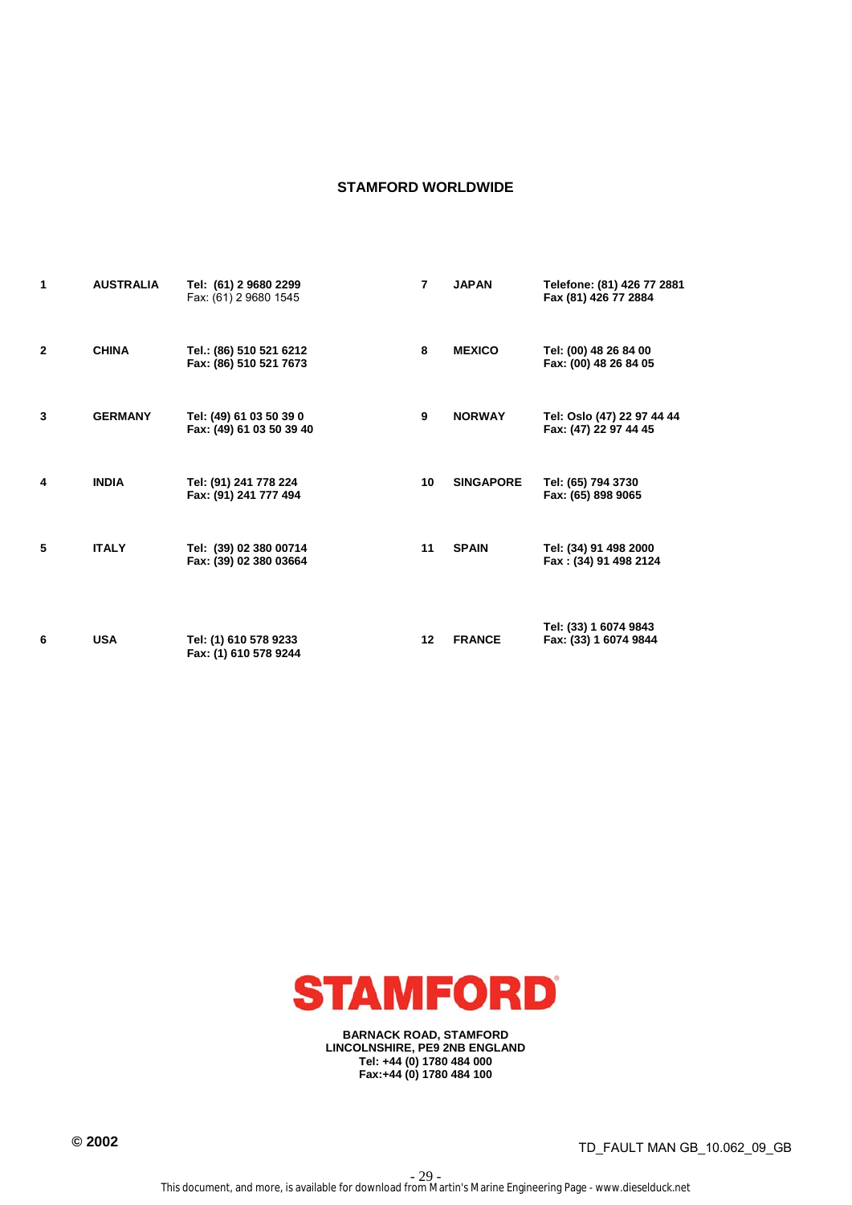## STAMFORD WORLDWIDE

| | | | | | |
|---|---|---|---|---|---|
| 1 | **AUSTRALIA** | **Tel: (61) 2 9680 2299** Fax: (61) 2 9680 1545 | 7 | **JAPAN** | **Telefone: (81) 426 77 2881 Fax (81) 426 77 2884** |
| 2 | **CHINA** | **Tel.: (86) 510 521 6212 Fax: (86) 510 521 7673** | 8 | **MEXICO** | **Tel: (00) 48 26 84 00 Fax: (00) 48 26 84 05** |
| 3 | **GERMANY** | **Tel: (49) 61 03 50 39 0 Fax: (49) 61 03 50 39 40** | 9 | **NORWAY** | **Tel: Oslo (47) 22 97 44 44 Fax: (47) 22 97 44 45** |
| 4 | **INDIA** | **Tel: (91) 241 778 224 Fax: (91) 241 777 494** | 10 | **SINGAPORE** | **Tel: (65) 794 3730 Fax: (65) 898 9065** |
| 5 | **ITALY** | **Tel: (39) 02 380 00714 Fax: (39) 02 380 03664** | 11 | **SPAIN** | **Tel: (34) 91 498 2000 Fax : (34) 91 498 2124** |
| 6 | **USA** | **Tel: (1) 610 578 9233 Fax: (1) 610 578 9244** | 12 | **FRANCE** | **Tel: (33) 1 6074 9843 Fax: (33) 1 6074 9844** |

**STAMFORD**

**BARNACK ROAD, STAMFORD**
**LINCOLNSHIRE, PE9 2NB ENGLAND**
**Tel: +44 (0) 1780 484 000**
**Fax:+44 (0) 1780 484 100**

**© 2002**

TD_FAULT MAN GB_10.062_09_GB

This document, and more, is available for download from Martin's Marine Engineering Page - www.dieselduck.net